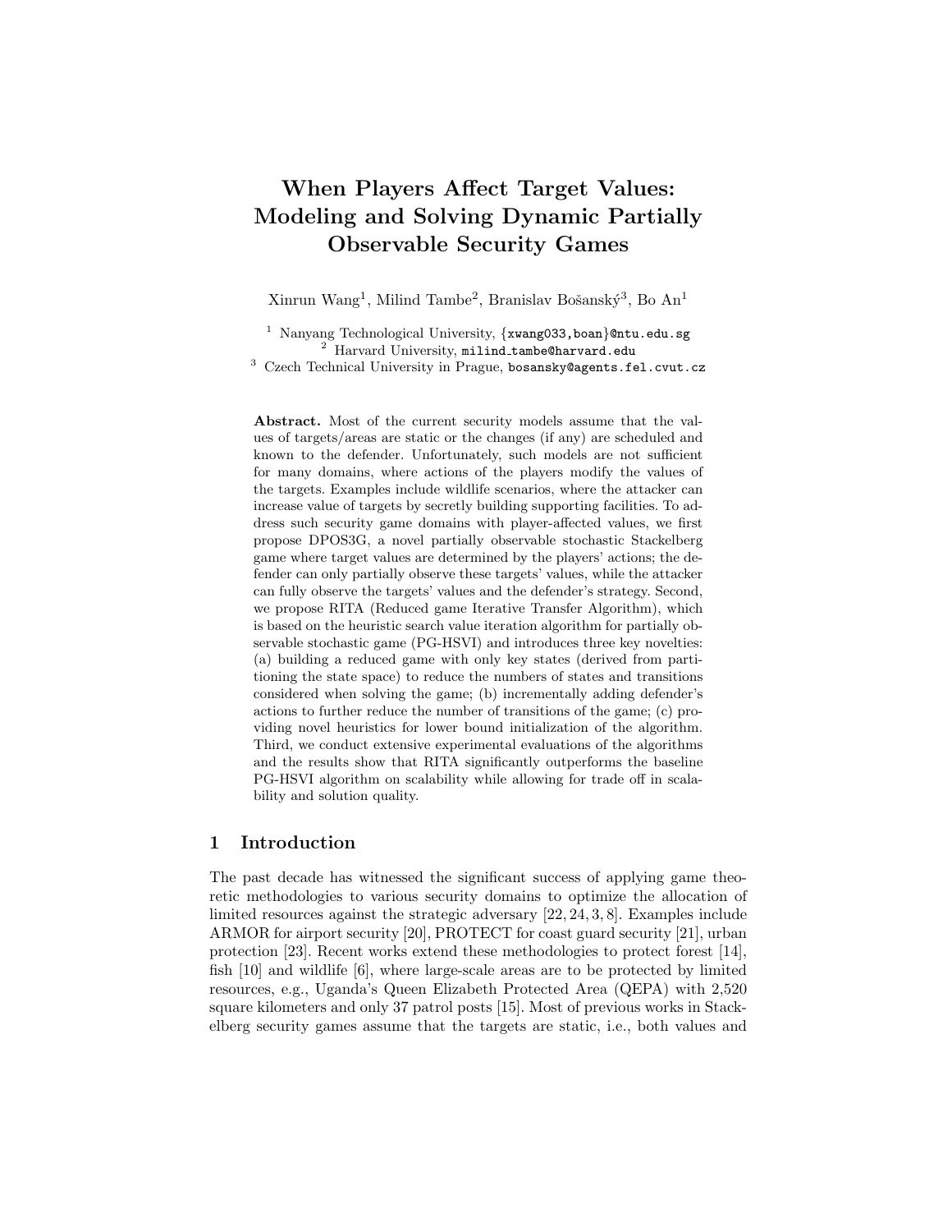# When Players Affect Target Values: Modeling and Solving Dynamic Partially Observable Security Games

Xinrun Wang[1], Milind Tambe[2], Branislav Bošanský[3], Bo An[1]

[1] Nanyang Technological University, {xwang033,boan}@ntu.edu.sg
[2] Harvard University, milind_tambe@harvard.edu
[3] Czech Technical University in Prague, bosansky@agents.fel.cvut.cz

**Abstract.** Most of the current security models assume that the values of targets/areas are static or the changes (if any) are scheduled and known to the defender. Unfortunately, such models are not sufficient for many domains, where actions of the players modify the values of the targets. Examples include wildlife scenarios, where the attacker can increase value of targets by secretly building supporting facilities. To address such security game domains with player-affected values, we first propose DPOS3G, a novel partially observable stochastic Stackelberg game where target values are determined by the players' actions; the defender can only partially observe these targets' values, while the attacker can fully observe the targets' values and the defender's strategy. Second, we propose RITA (Reduced game Iterative Transfer Algorithm), which is based on the heuristic search value iteration algorithm for partially observable stochastic game (PG-HSVI) and introduces three key novelties: (a) building a reduced game with only key states (derived from partitioning the state space) to reduce the numbers of states and transitions considered when solving the game; (b) incrementally adding defender's actions to further reduce the number of transitions of the game; (c) providing novel heuristics for lower bound initialization of the algorithm. Third, we conduct extensive experimental evaluations of the algorithms and the results show that RITA significantly outperforms the baseline PG-HSVI algorithm on scalability while allowing for trade off in scalability and solution quality.

## 1 Introduction

The past decade has witnessed the significant success of applying game theoretic methodologies to various security domains to optimize the allocation of limited resources against the strategic adversary [22, 24, 3, 8]. Examples include ARMOR for airport security [20], PROTECT for coast guard security [21], urban protection [23]. Recent works extend these methodologies to protect forest [14], fish [10] and wildlife [6], where large-scale areas are to be protected by limited resources, e.g., Uganda's Queen Elizabeth Protected Area (QEPA) with 2,520 square kilometers and only 37 patrol posts [15]. Most of previous works in Stackelberg security games assume that the targets are static, i.e., both values and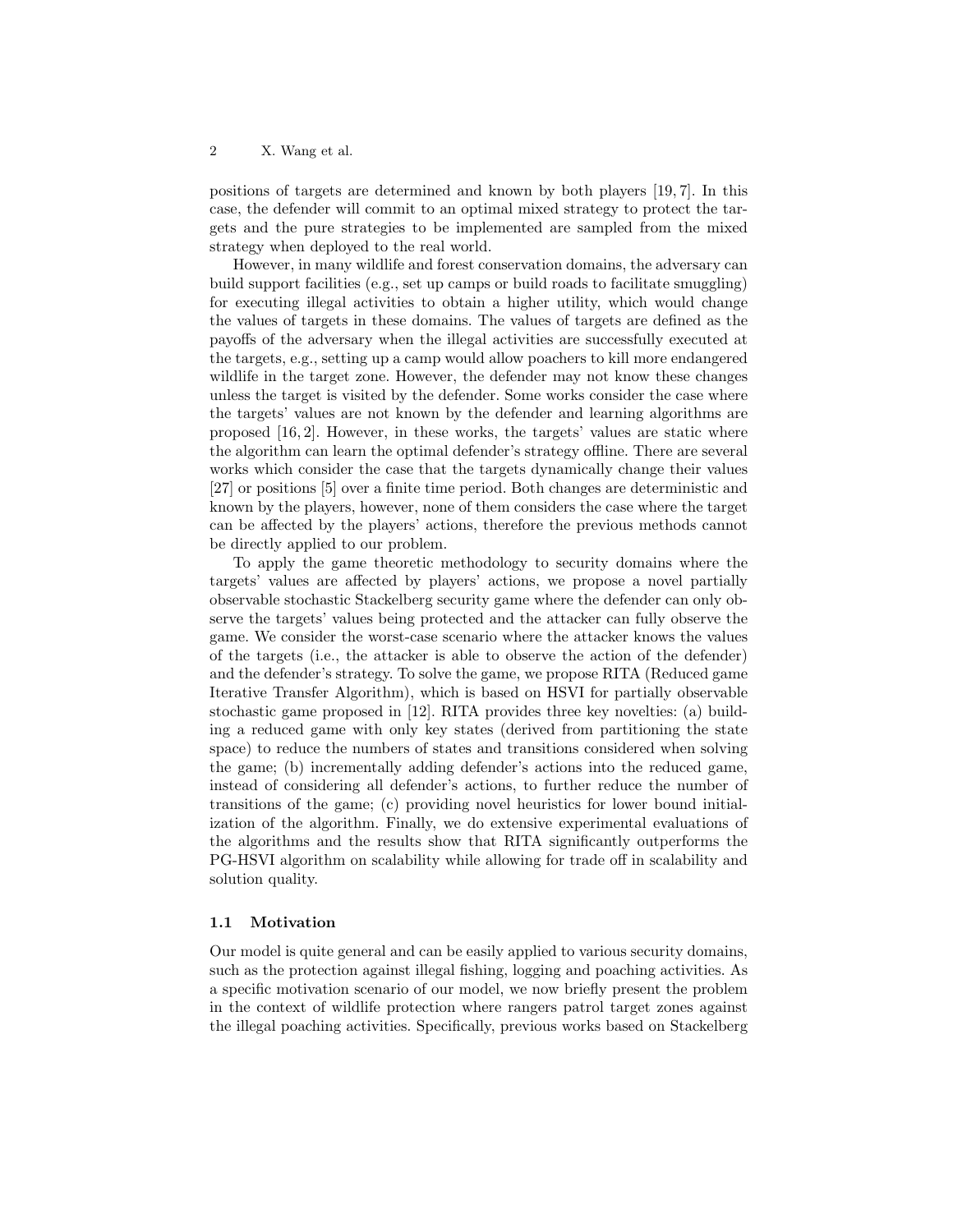positions of targets are determined and known by both players [19, 7]. In this case, the defender will commit to an optimal mixed strategy to protect the targets and the pure strategies to be implemented are sampled from the mixed strategy when deployed to the real world.

However, in many wildlife and forest conservation domains, the adversary can build support facilities (e.g., set up camps or build roads to facilitate smuggling) for executing illegal activities to obtain a higher utility, which would change the values of targets in these domains. The values of targets are defined as the payoffs of the adversary when the illegal activities are successfully executed at the targets, e.g., setting up a camp would allow poachers to kill more endangered wildlife in the target zone. However, the defender may not know these changes unless the target is visited by the defender. Some works consider the case where the targets' values are not known by the defender and learning algorithms are proposed [16, 2]. However, in these works, the targets' values are static where the algorithm can learn the optimal defender's strategy offline. There are several works which consider the case that the targets dynamically change their values [27] or positions [5] over a finite time period. Both changes are deterministic and known by the players, however, none of them considers the case where the target can be affected by the players' actions, therefore the previous methods cannot be directly applied to our problem.

To apply the game theoretic methodology to security domains where the targets' values are affected by players' actions, we propose a novel partially observable stochastic Stackelberg security game where the defender can only observe the targets' values being protected and the attacker can fully observe the game. We consider the worst-case scenario where the attacker knows the values of the targets (i.e., the attacker is able to observe the action of the defender) and the defender's strategy. To solve the game, we propose RITA (Reduced game Iterative Transfer Algorithm), which is based on HSVI for partially observable stochastic game proposed in [12]. RITA provides three key novelties: (a) building a reduced game with only key states (derived from partitioning the state space) to reduce the numbers of states and transitions considered when solving the game; (b) incrementally adding defender's actions into the reduced game, instead of considering all defender's actions, to further reduce the number of transitions of the game; (c) providing novel heuristics for lower bound initialization of the algorithm. Finally, we do extensive experimental evaluations of the algorithms and the results show that RITA significantly outperforms the PG-HSVI algorithm on scalability while allowing for trade off in scalability and solution quality.

### 1.1 Motivation

Our model is quite general and can be easily applied to various security domains, such as the protection against illegal fishing, logging and poaching activities. As a specific motivation scenario of our model, we now briefly present the problem in the context of wildlife protection where rangers patrol target zones against the illegal poaching activities. Specifically, previous works based on Stackelberg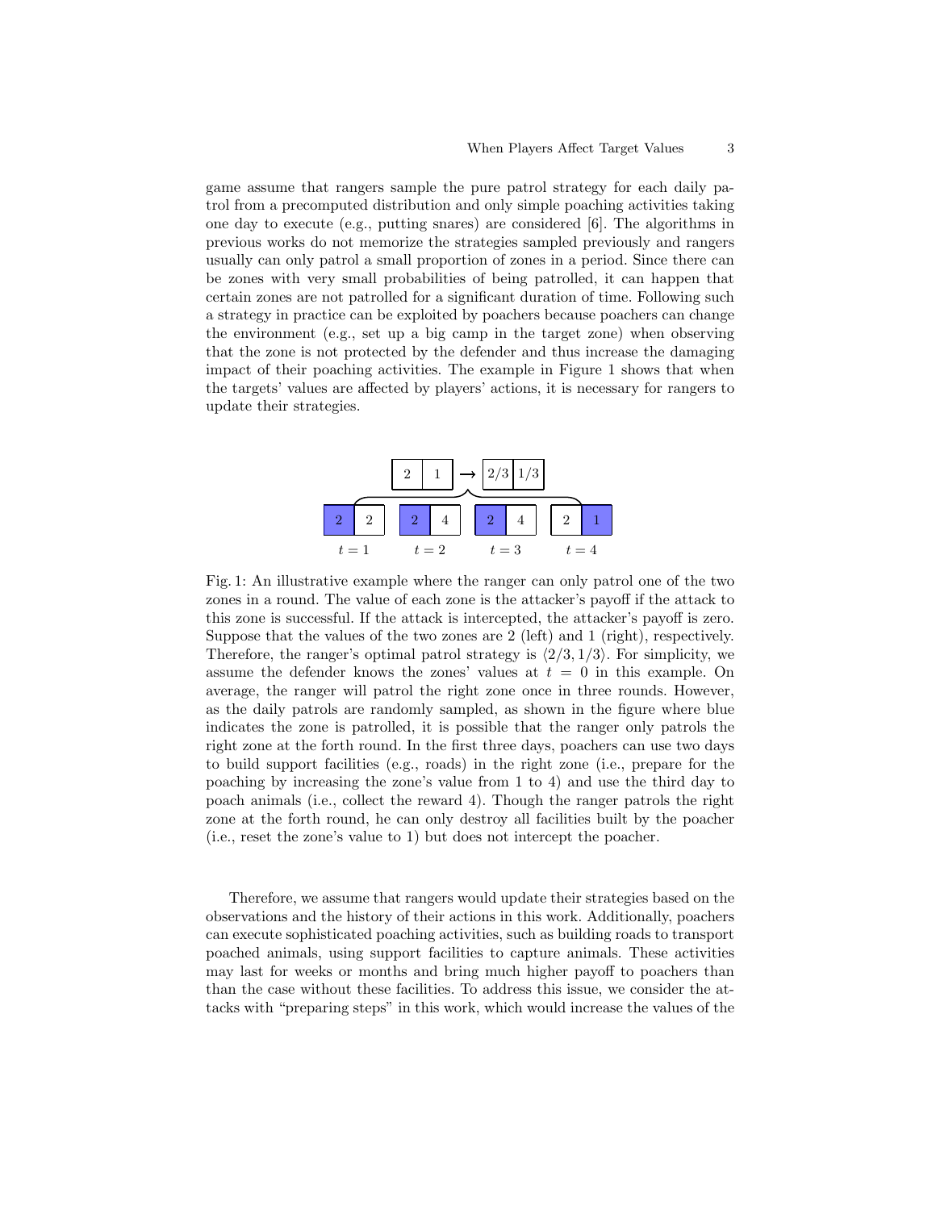game assume that rangers sample the pure patrol strategy for each daily patrol from a precomputed distribution and only simple poaching activities taking one day to execute (e.g., putting snares) are considered [6]. The algorithms in previous works do not memorize the strategies sampled previously and rangers usually can only patrol a small proportion of zones in a period. Since there can be zones with very small probabilities of being patrolled, it can happen that certain zones are not patrolled for a significant duration of time. Following such a strategy in practice can be exploited by poachers because poachers can change the environment (e.g., set up a big camp in the target zone) when observing that the zone is not protected by the defender and thus increase the damaging impact of their poaching activities. The example in Figure 1 shows that when the targets' values are affected by players' actions, it is necessary for rangers to update their strategies.

Fig. 1: An illustrative example where the ranger can only patrol one of the two zones in a round. The value of each zone is the attacker's payoff if the attack to this zone is successful. If the attack is intercepted, the attacker's payoff is zero. Suppose that the values of the two zones are 2 (left) and 1 (right), respectively. Therefore, the ranger's optimal patrol strategy is $\langle 2/3, 1/3 \rangle$. For simplicity, we assume the defender knows the zones' values at $t = 0$ in this example. On average, the ranger will patrol the right zone once in three rounds. However, as the daily patrols are randomly sampled, as shown in the figure where blue indicates the zone is patrolled, it is possible that the ranger only patrols the right zone at the forth round. In the first three days, poachers can use two days to build support facilities (e.g., roads) in the right zone (i.e., prepare for the poaching by increasing the zone's value from 1 to 4) and use the third day to poach animals (i.e., collect the reward 4). Though the ranger patrols the right zone at the forth round, he can only destroy all facilities built by the poacher (i.e., reset the zone's value to 1) but does not intercept the poacher.

Therefore, we assume that rangers would update their strategies based on the observations and the history of their actions in this work. Additionally, poachers can execute sophisticated poaching activities, such as building roads to transport poached animals, using support facilities to capture animals. These activities may last for weeks or months and bring much higher payoff to poachers than than the case without these facilities. To address this issue, we consider the attacks with "preparing steps" in this work, which would increase the values of the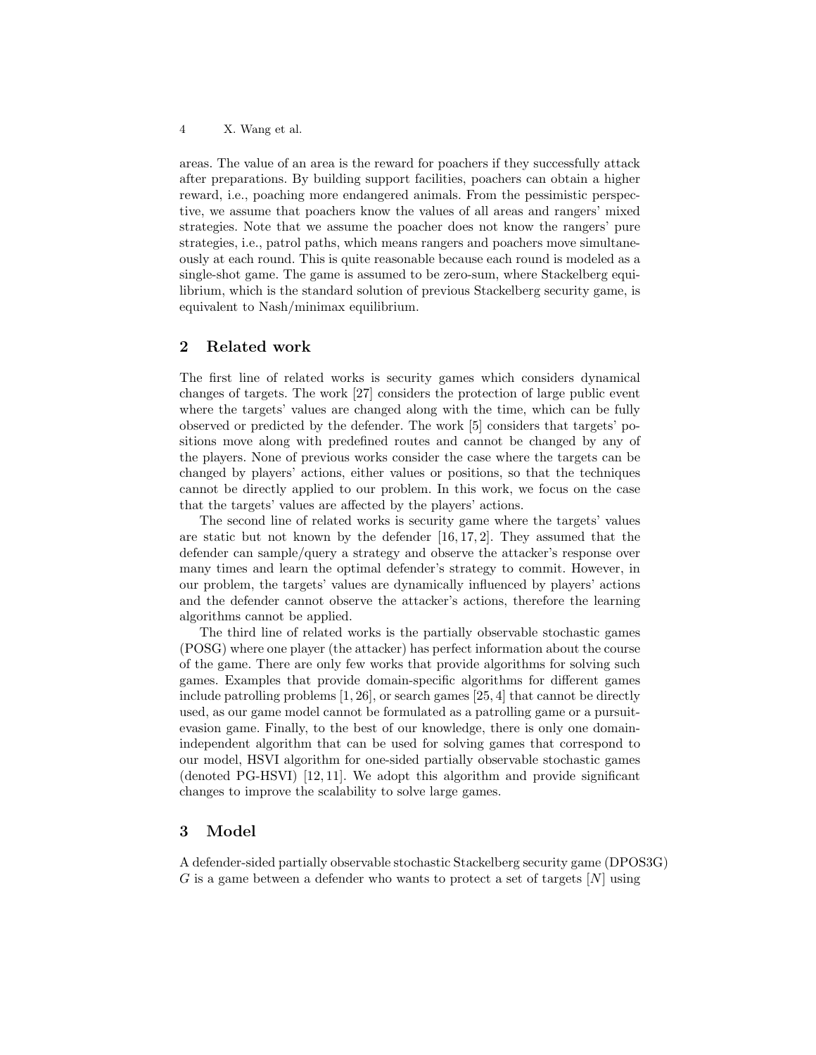areas. The value of an area is the reward for poachers if they successfully attack after preparations. By building support facilities, poachers can obtain a higher reward, i.e., poaching more endangered animals. From the pessimistic perspective, we assume that poachers know the values of all areas and rangers' mixed strategies. Note that we assume the poacher does not know the rangers' pure strategies, i.e., patrol paths, which means rangers and poachers move simultaneously at each round. This is quite reasonable because each round is modeled as a single-shot game. The game is assumed to be zero-sum, where Stackelberg equilibrium, which is the standard solution of previous Stackelberg security game, is equivalent to Nash/minimax equilibrium.

## 2 Related work

The first line of related works is security games which considers dynamical changes of targets. The work [27] considers the protection of large public event where the targets' values are changed along with the time, which can be fully observed or predicted by the defender. The work [5] considers that targets' positions move along with predefined routes and cannot be changed by any of the players. None of previous works consider the case where the targets can be changed by players' actions, either values or positions, so that the techniques cannot be directly applied to our problem. In this work, we focus on the case that the targets' values are affected by the players' actions.

The second line of related works is security game where the targets' values are static but not known by the defender [16, 17, 2]. They assumed that the defender can sample/query a strategy and observe the attacker's response over many times and learn the optimal defender's strategy to commit. However, in our problem, the targets' values are dynamically influenced by players' actions and the defender cannot observe the attacker's actions, therefore the learning algorithms cannot be applied.

The third line of related works is the partially observable stochastic games (POSG) where one player (the attacker) has perfect information about the course of the game. There are only few works that provide algorithms for solving such games. Examples that provide domain-specific algorithms for different games include patrolling problems [1, 26], or search games [25, 4] that cannot be directly used, as our game model cannot be formulated as a patrolling game or a pursuit-evasion game. Finally, to the best of our knowledge, there is only one domain-independent algorithm that can be used for solving games that correspond to our model, HSVI algorithm for one-sided partially observable stochastic games (denoted PG-HSVI) [12, 11]. We adopt this algorithm and provide significant changes to improve the scalability to solve large games.

## 3 Model

A defender-sided partially observable stochastic Stackelberg security game (DPOS3G) $G$ is a game between a defender who wants to protect a set of targets $[N]$ using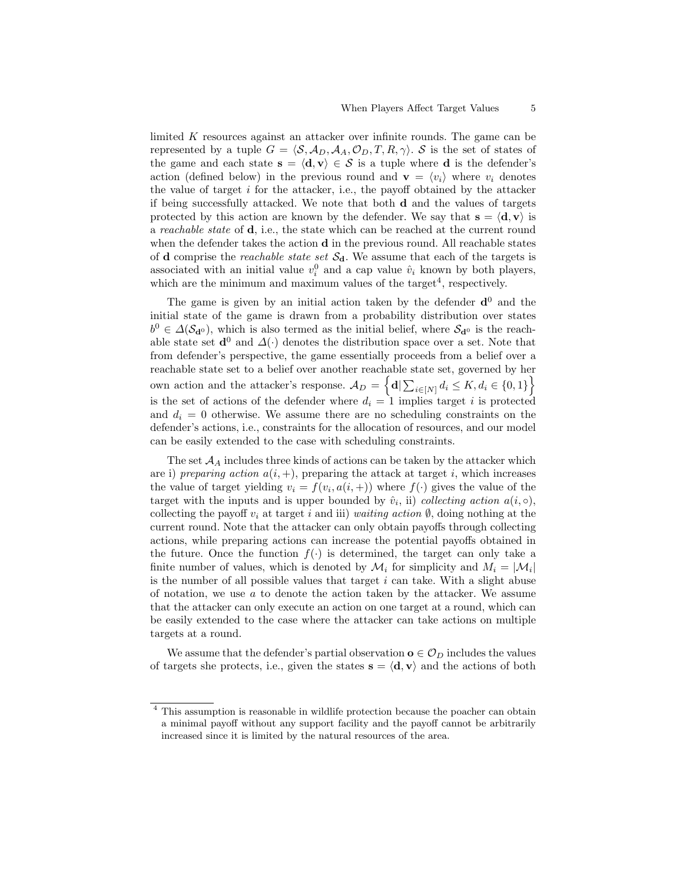limited $K$ resources against an attacker over infinite rounds. The game can be represented by a tuple $G = \langle \mathcal{S}, \mathcal{A}_D, \mathcal{A}_A, \mathcal{O}_D, T, R, \gamma \rangle$. $\mathcal{S}$ is the set of states of the game and each state $\mathbf{s} = \langle \mathbf{d}, \mathbf{v} \rangle \in \mathcal{S}$ is a tuple where $\mathbf{d}$ is the defender's action (defined below) in the previous round and $\mathbf{v} = \langle v_i \rangle$ where $v_i$ denotes the value of target $i$ for the attacker, i.e., the payoff obtained by the attacker if being successfully attacked. We note that both $\mathbf{d}$ and the values of targets protected by this action are known by the defender. We say that $\mathbf{s} = \langle \mathbf{d}, \mathbf{v} \rangle$ is a *reachable state* of $\mathbf{d}$, i.e., the state which can be reached at the current round when the defender takes the action $\mathbf{d}$ in the previous round. All reachable states of $\mathbf{d}$ comprise the *reachable state set* $\mathcal{S}_{\mathbf{d}}$. We assume that each of the targets is associated with an initial value $v_i^0$ and a cap value $\hat{v}_i$ known by both players, which are the minimum and maximum values of the target[4], respectively.

The game is given by an initial action taken by the defender $\mathbf{d}^0$ and the initial state of the game is drawn from a probability distribution over states $b^0 \in \Delta(\mathcal{S}_{\mathbf{d}^0})$, which is also termed as the initial belief, where $\mathcal{S}_{\mathbf{d}^0}$ is the reachable state set $\mathbf{d}^0$ and $\Delta(\cdot)$ denotes the distribution space over a set. Note that from defender's perspective, the game essentially proceeds from a belief over a reachable state set to a belief over another reachable state set, governed by her own action and the attacker's response. $\mathcal{A}_D = \left\{ \mathbf{d} | \sum_{i \in [N]} d_i \leq K, d_i \in \{0, 1\} \right\}$ is the set of actions of the defender where $d_i = 1$ implies target $i$ is protected and $d_i = 0$ otherwise. We assume there are no scheduling constraints on the defender's actions, i.e., constraints for the allocation of resources, and our model can be easily extended to the case with scheduling constraints.

The set $\mathcal{A}_A$ includes three kinds of actions can be taken by the attacker which are i) *preparing action* $a(i, +)$, preparing the attack at target $i$, which increases the value of target yielding $v_i = f(v_i, a(i, +))$ where $f(\cdot)$ gives the value of the target with the inputs and is upper bounded by $\hat{v}_i$, ii) *collecting action* $a(i, \circ)$, collecting the payoff $v_i$ at target $i$ and iii) *waiting action* $\emptyset$, doing nothing at the current round. Note that the attacker can only obtain payoffs through collecting actions, while preparing actions can increase the potential payoffs obtained in the future. Once the function $f(\cdot)$ is determined, the target can only take a finite number of values, which is denoted by $\mathcal{M}_i$ for simplicity and $M_i = |\mathcal{M}_i|$ is the number of all possible values that target $i$ can take. With a slight abuse of notation, we use $a$ to denote the action taken by the attacker. We assume that the attacker can only execute an action on one target at a round, which can be easily extended to the case where the attacker can take actions on multiple targets at a round.

We assume that the defender's partial observation $\mathbf{o} \in \mathcal{O}_D$ includes the values of targets she protects, i.e., given the states $\mathbf{s} = \langle \mathbf{d}, \mathbf{v} \rangle$ and the actions of both

[4] This assumption is reasonable in wildlife protection because the poacher can obtain a minimal payoff without any support facility and the payoff cannot be arbitrarily increased since it is limited by the natural resources of the area.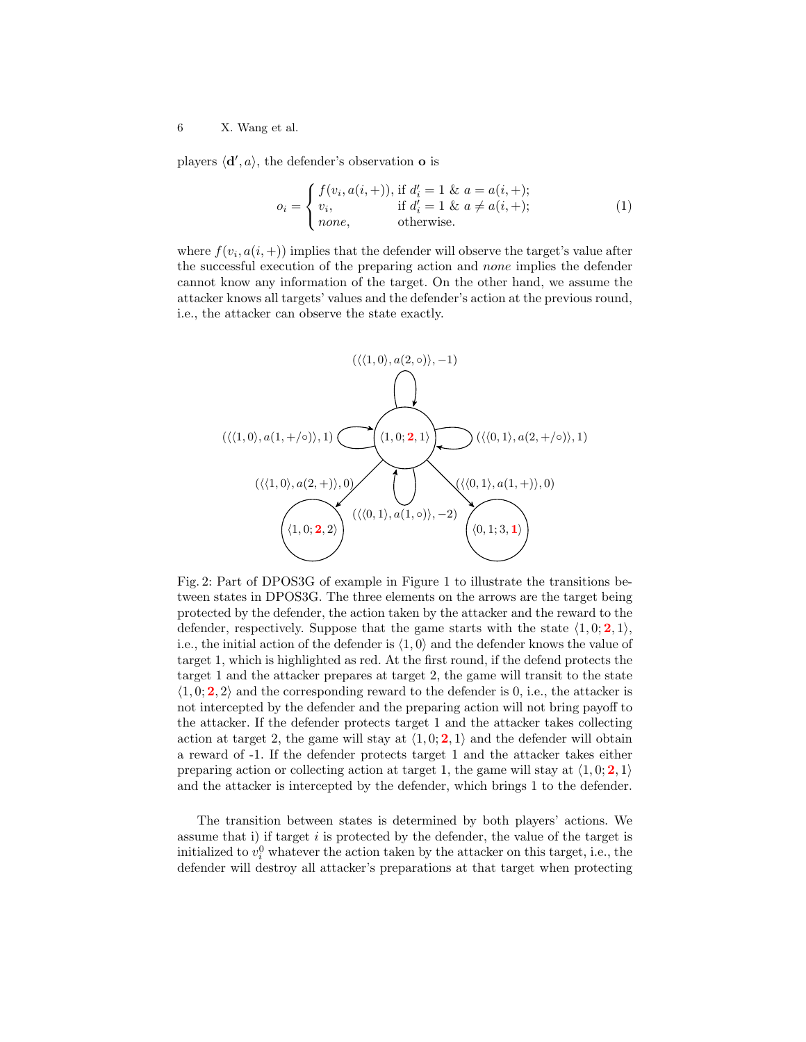players $\langle \mathbf{d}', a \rangle$, the defender's observation $\mathbf{o}$ is

$$o_i = \begin{cases} f(v_i, a(i,+)), & \text{if } d'_i = 1 \ \& \ a = a(i,+); \\ v_i, & \text{if } d'_i = 1 \ \& \ a \neq a(i,+); \\ none, & \text{otherwise.} \end{cases} \tag{1}$$

where $f(v_i, a(i,+))$ implies that the defender will observe the target's value after the successful execution of the preparing action and *none* implies the defender cannot know any information of the target. On the other hand, we assume the attacker knows all targets' values and the defender's action at the previous round, i.e., the attacker can observe the state exactly.

Fig. 2: Part of DPOS3G of example in Figure 1 to illustrate the transitions between states in DPOS3G. The three elements on the arrows are the target being protected by the defender, the action taken by the attacker and the reward to the defender, respectively. Suppose that the game starts with the state $\langle 1, 0; \mathbf{2}, 1 \rangle$, i.e., the initial action of the defender is $\langle 1, 0 \rangle$ and the defender knows the value of target 1, which is highlighted as red. At the first round, if the defend protects the target 1 and the attacker prepares at target 2, the game will transit to the state $\langle 1, 0; \mathbf{2}, 2 \rangle$ and the corresponding reward to the defender is 0, i.e., the attacker is not intercepted by the defender and the preparing action will not bring payoff to the attacker. If the defender protects target 1 and the attacker takes collecting action at target 2, the game will stay at $\langle 1, 0; \mathbf{2}, 1 \rangle$ and the defender will obtain a reward of -1. If the defender protects target 1 and the attacker takes either preparing action or collecting action at target 1, the game will stay at $\langle 1, 0; \mathbf{2}, 1 \rangle$ and the attacker is intercepted by the defender, which brings 1 to the defender.

The transition between states is determined by both players' actions. We assume that i) if target $i$ is protected by the defender, the value of the target is initialized to $v_i^0$ whatever the action taken by the attacker on this target, i.e., the defender will destroy all attacker's preparations at that target when protecting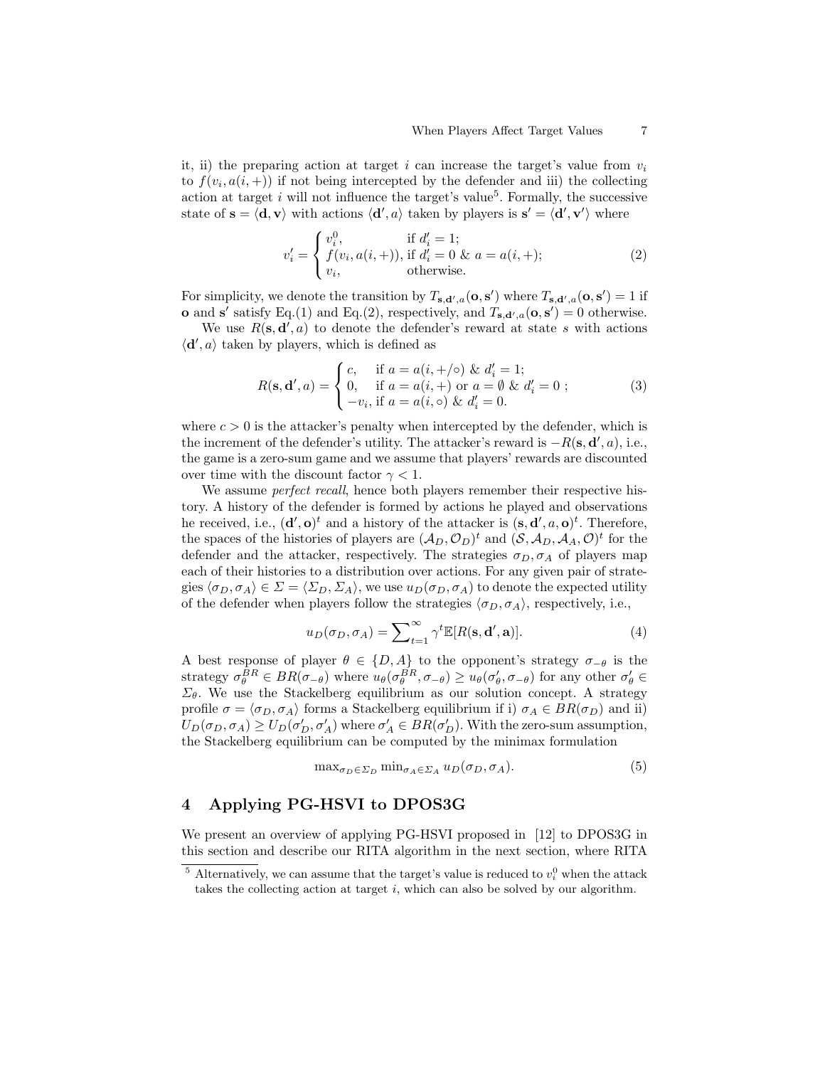it, ii) the preparing action at target $i$ can increase the target's value from $v_i$ to $f(v_i, a(i,+))$ if not being intercepted by the defender and iii) the collecting action at target $i$ will not influence the target's value[5]. Formally, the successive state of $\mathbf{s} = \langle \mathbf{d}, \mathbf{v} \rangle$ with actions $\langle \mathbf{d}', a \rangle$ taken by players is $\mathbf{s}' = \langle \mathbf{d}', \mathbf{v}' \rangle$ where

$$v'_i = \begin{cases} v_i^0, & \text{if } d'_i = 1; \\ f(v_i, a(i,+)), & \text{if } d'_i = 0 \ \& \ a = a(i,+); \\ v_i, & \text{otherwise.} \end{cases} \tag{2}$$

For simplicity, we denote the transition by $T_{\mathbf{s},\mathbf{d}',a}(\mathbf{o}, \mathbf{s}')$ where $T_{\mathbf{s},\mathbf{d}',a}(\mathbf{o}, \mathbf{s}') = 1$ if $\mathbf{o}$ and $\mathbf{s}'$ satisfy Eq.(1) and Eq.(2), respectively, and $T_{\mathbf{s},\mathbf{d}',a}(\mathbf{o}, \mathbf{s}') = 0$ otherwise.

We use $R(\mathbf{s}, \mathbf{d}', a)$ to denote the defender's reward at state $s$ with actions $\langle \mathbf{d}', a \rangle$ taken by players, which is defined as

$$R(\mathbf{s}, \mathbf{d}', a) = \begin{cases} c, & \text{if } a = a(i, +/\circ) \ \& \ d'_i = 1; \\ 0, & \text{if } a = a(i,+) \text{ or } a = \emptyset \ \& \ d'_i = 0 \ ; \\ -v_i, & \text{if } a = a(i, \circ) \ \& \ d'_i = 0. \end{cases} \tag{3}$$

where $c > 0$ is the attacker's penalty when intercepted by the defender, which is the increment of the defender's utility. The attacker's reward is $-R(\mathbf{s}, \mathbf{d}', a)$, i.e., the game is a zero-sum game and we assume that players' rewards are discounted over time with the discount factor $\gamma < 1$.

We assume *perfect recall*, hence both players remember their respective history. A history of the defender is formed by actions he played and observations he received, i.e., $(\mathbf{d}', \mathbf{o})^t$ and a history of the attacker is $(\mathbf{s}, \mathbf{d}', a, \mathbf{o})^t$. Therefore, the spaces of the histories of players are $(\mathcal{A}_D, \mathcal{O}_D)^t$ and $(\mathcal{S}, \mathcal{A}_D, \mathcal{A}_A, \mathcal{O})^t$ for the defender and the attacker, respectively. The strategies $\sigma_D, \sigma_A$ of players map each of their histories to a distribution over actions. For any given pair of strategies $\langle \sigma_D, \sigma_A \rangle \in \Sigma = \langle \Sigma_D, \Sigma_A \rangle$, we use $u_D(\sigma_D, \sigma_A)$ to denote the expected utility of the defender when players follow the strategies $\langle \sigma_D, \sigma_A \rangle$, respectively, i.e.,

$$u_D(\sigma_D, \sigma_A) = \sum\nolimits_{t=1}^{\infty} \gamma^t \mathbb{E}[R(\mathbf{s}, \mathbf{d}', \mathbf{a})]. \tag{4}$$

A best response of player $\theta \in \{D, A\}$ to the opponent's strategy $\sigma_{-\theta}$ is the strategy $\sigma_\theta^{BR} \in BR(\sigma_{-\theta})$ where $u_\theta(\sigma_\theta^{BR}, \sigma_{-\theta}) \geq u_\theta(\sigma'_\theta, \sigma_{-\theta})$ for any other $\sigma'_\theta \in \Sigma_\theta$. We use the Stackelberg equilibrium as our solution concept. A strategy profile $\sigma = \langle \sigma_D, \sigma_A \rangle$ forms a Stackelberg equilibrium if i) $\sigma_A \in BR(\sigma_D)$ and ii) $U_D(\sigma_D, \sigma_A) \geq U_D(\sigma'_D, \sigma'_A)$ where $\sigma'_A \in BR(\sigma'_D)$. With the zero-sum assumption, the Stackelberg equilibrium can be computed by the minimax formulation

$$\max\nolimits_{\sigma_D \in \Sigma_D} \min\nolimits_{\sigma_A \in \Sigma_A} u_D(\sigma_D, \sigma_A). \tag{5}$$

## 4 Applying PG-HSVI to DPOS3G

We present an overview of applying PG-HSVI proposed in [12] to DPOS3G in this section and describe our RITA algorithm in the next section, where RITA

[5] Alternatively, we can assume that the target's value is reduced to $v_i^0$ when the attack takes the collecting action at target $i$, which can also be solved by our algorithm.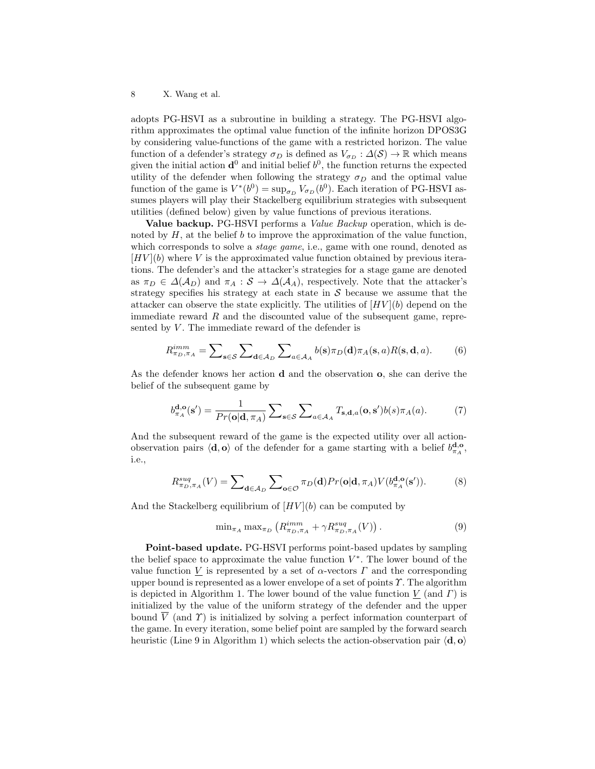adopts PG-HSVI as a subroutine in building a strategy. The PG-HSVI algorithm approximates the optimal value function of the infinite horizon DPOS3G by considering value-functions of the game with a restricted horizon. The value function of a defender's strategy $\sigma_D$ is defined as $V_{\sigma_D} : \Delta(\mathcal{S}) \to \mathbb{R}$ which means given the initial action $\mathbf{d}^0$ and initial belief $b^0$, the function returns the expected utility of the defender when following the strategy $\sigma_D$ and the optimal value function of the game is $V^*(b^0) = \sup_{\sigma_D} V_{\sigma_D}(b^0)$. Each iteration of PG-HSVI assumes players will play their Stackelberg equilibrium strategies with subsequent utilities (defined below) given by value functions of previous iterations.

**Value backup.** PG-HSVI performs a *Value Backup* operation, which is denoted by $H$, at the belief $b$ to improve the approximation of the value function, which corresponds to solve a *stage game*, i.e., game with one round, denoted as $[HV](b)$ where $V$ is the approximated value function obtained by previous iterations. The defender's and the attacker's strategies for a stage game are denoted as $\pi_D \in \Delta(\mathcal{A}_D)$ and $\pi_A : \mathcal{S} \to \Delta(\mathcal{A}_A)$, respectively. Note that the attacker's strategy specifies his strategy at each state in $\mathcal{S}$ because we assume that the attacker can observe the state explicitly. The utilities of $[HV](b)$ depend on the immediate reward $R$ and the discounted value of the subsequent game, represented by $V$. The immediate reward of the defender is

$$R^{imm}_{\pi_D,\pi_A} = \sum\nolimits_{\mathbf{s}\in\mathcal{S}} \sum\nolimits_{\mathbf{d}\in\mathcal{A}_D} \sum\nolimits_{a\in\mathcal{A}_A} b(\mathbf{s})\pi_D(\mathbf{d})\pi_A(\mathbf{s}, a)R(\mathbf{s}, \mathbf{d}, a). \tag{6}$$

As the defender knows her action $\mathbf{d}$ and the observation $\mathbf{o}$, she can derive the belief of the subsequent game by

$$b^{\mathbf{d},\mathbf{o}}_{\pi_A}(\mathbf{s}') = \frac{1}{Pr(\mathbf{o}|\mathbf{d}, \pi_A)} \sum\nolimits_{\mathbf{s}\in\mathcal{S}} \sum\nolimits_{a\in\mathcal{A}_A} T_{\mathbf{s},\mathbf{d},a}(\mathbf{o}, \mathbf{s}')b(s)\pi_A(a). \tag{7}$$

And the subsequent reward of the game is the expected utility over all action-observation pairs $\langle \mathbf{d}, \mathbf{o} \rangle$ of the defender for a game starting with a belief $b^{\mathbf{d},\mathbf{o}}_{\pi_A}$, i.e.,

$$R^{suq}_{\pi_D,\pi_A}(V) = \sum\nolimits_{\mathbf{d}\in\mathcal{A}_D} \sum\nolimits_{\mathbf{o}\in\mathcal{O}} \pi_D(\mathbf{d})Pr(\mathbf{o}|\mathbf{d}, \pi_A)V(b^{\mathbf{d},\mathbf{o}}_{\pi_A}(\mathbf{s}')). \tag{8}$$

And the Stackelberg equilibrium of $[HV](b)$ can be computed by

$$\min\nolimits_{\pi_A} \max\nolimits_{\pi_D} \left( R^{imm}_{\pi_D,\pi_A} + \gamma R^{suq}_{\pi_D,\pi_A}(V) \right). \tag{9}$$

**Point-based update.** PG-HSVI performs point-based updates by sampling the belief space to approximate the value function $V^*$. The lower bound of the value function $\underline{V}$ is represented by a set of $\alpha$-vectors $\Gamma$ and the corresponding upper bound is represented as a lower envelope of a set of points $\Upsilon$. The algorithm is depicted in Algorithm 1. The lower bound of the value function $\underline{V}$ (and $\Gamma$) is initialized by the value of the uniform strategy of the defender and the upper bound $\overline{V}$ (and $\Upsilon$) is initialized by solving a perfect information counterpart of the game. In every iteration, some belief point are sampled by the forward search heuristic (Line 9 in Algorithm 1) which selects the action-observation pair $\langle \mathbf{d}, \mathbf{o} \rangle$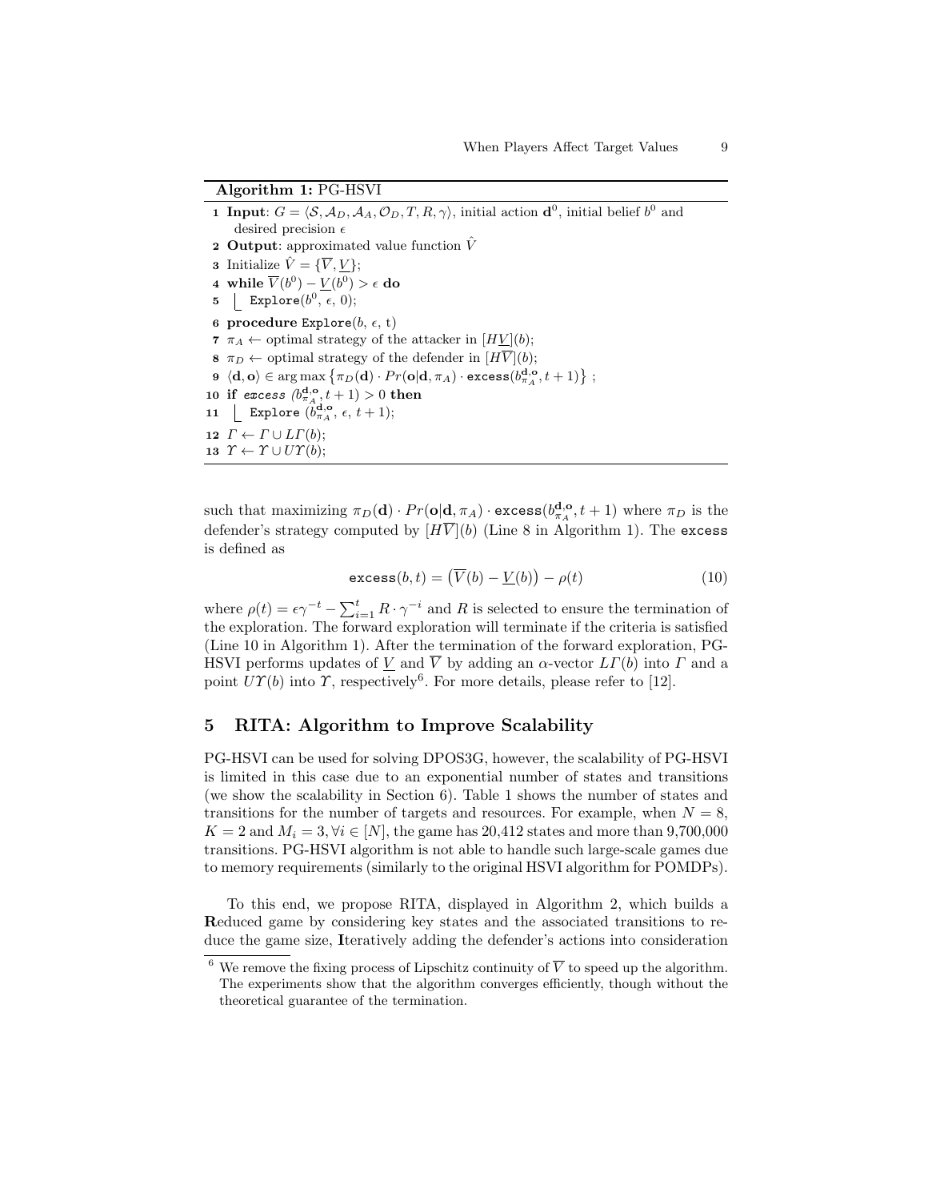**Algorithm 1:** PG-HSVI

```
1  Input: G = ⟨S, A_D, A_A, O_D, T, R, γ⟩, initial action d^0, initial belief b^0 and
      desired precision ε
2  Output: approximated value function V̂
3  Initialize V̂ = {V̄, V̲};
4  while V̄(b^0) − V̲(b^0) > ε do
5      Explore(b^0, ε, 0);
6  procedure Explore(b, ε, t)
7  π_A ← optimal strategy of the attacker in [HV̲](b);
8  π_D ← optimal strategy of the defender in [HV̄](b);
9  ⟨d, o⟩ ∈ arg max {π_D(d) · Pr(o|d, π_A) · excess(b^{d,o}_{π_A}, t + 1)} ;
10 if excess (b^{d,o}_{π_A}, t + 1) > 0 then
11     Explore (b^{d,o}_{π_A}, ε, t + 1);
12 Γ ← Γ ∪ LΓ(b);
13 Υ ← Υ ∪ UΥ(b);
```

such that maximizing $\pi_D(\mathbf{d}) \cdot Pr(\mathbf{o}|\mathbf{d}, \pi_A) \cdot \texttt{excess}(b^{\mathbf{d},\mathbf{o}}_{\pi_A}, t+1)$ where $\pi_D$ is the defender's strategy computed by $[H\overline{V}](b)$ (Line 8 in Algorithm 1). The excess is defined as

$$\texttt{excess}(b, t) = \left(\overline{V}(b) - \underline{V}(b)\right) - \rho(t) \tag{10}$$

where $\rho(t) = \epsilon\gamma^{-t} - \sum_{i=1}^{t} R \cdot \gamma^{-i}$ and $R$ is selected to ensure the termination of the exploration. The forward exploration will terminate if the criteria is satisfied (Line 10 in Algorithm 1). After the termination of the forward exploration, PG-HSVI performs updates of $\underline{V}$ and $\overline{V}$ by adding an $\alpha$-vector $L\Gamma(b)$ into $\Gamma$ and a point $U\Upsilon(b)$ into $\Upsilon$, respectively[6]. For more details, please refer to [12].

## 5 RITA: Algorithm to Improve Scalability

PG-HSVI can be used for solving DPOS3G, however, the scalability of PG-HSVI is limited in this case due to an exponential number of states and transitions (we show the scalability in Section 6). Table 1 shows the number of states and transitions for the number of targets and resources. For example, when $N = 8$, $K = 2$ and $M_i = 3, \forall i \in [N]$, the game has 20,412 states and more than 9,700,000 transitions. PG-HSVI algorithm is not able to handle such large-scale games due to memory requirements (similarly to the original HSVI algorithm for POMDPs).

To this end, we propose RITA, displayed in Algorithm 2, which builds a **R**educed game by considering key states and the associated transitions to reduce the game size, **I**teratively adding the defender's actions into consideration

[6] We remove the fixing process of Lipschitz continuity of $\overline{V}$ to speed up the algorithm. The experiments show that the algorithm converges efficiently, though without the theoretical guarantee of the termination.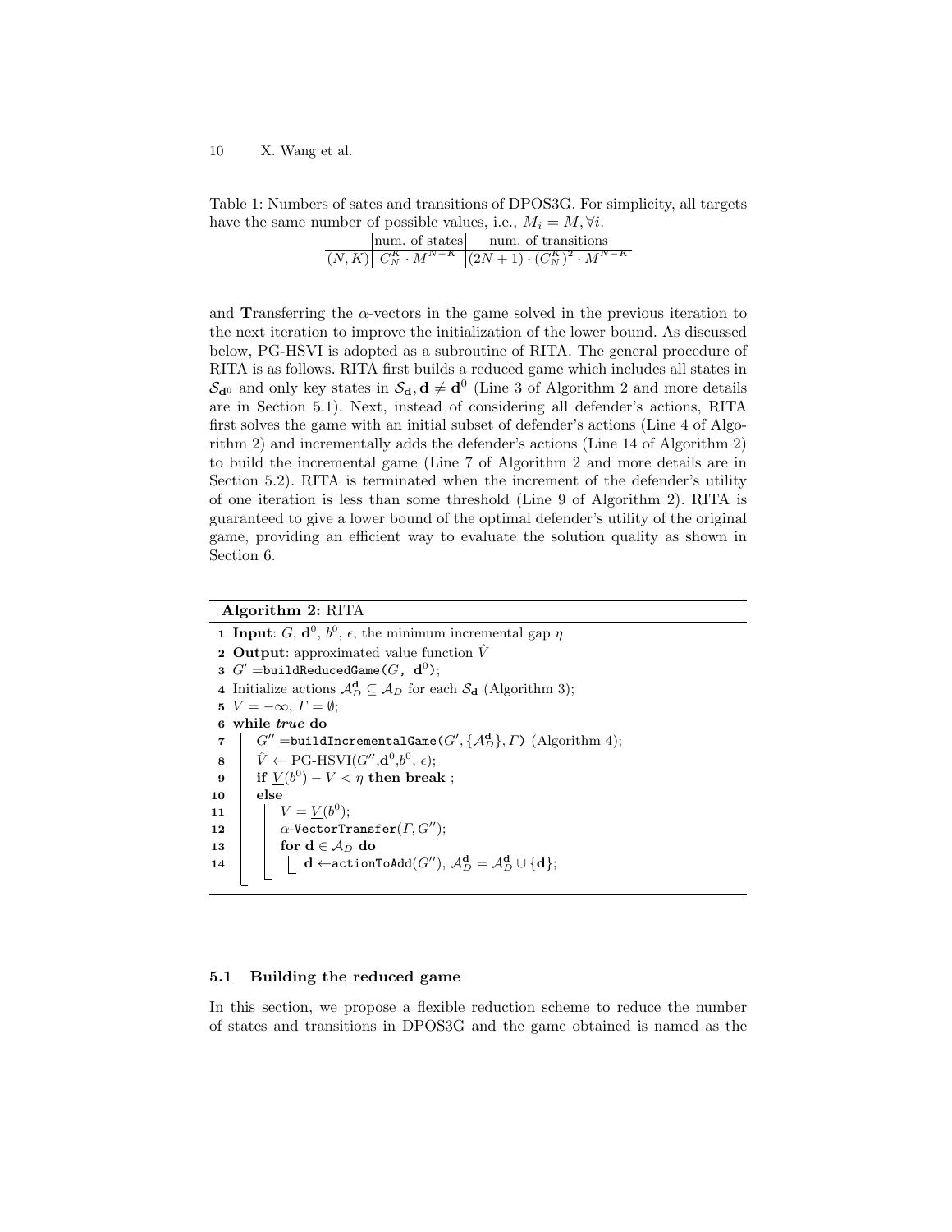Table 1: Numbers of sates and transitions of DPOS3G. For simplicity, all targets have the same number of possible values, i.e., $M_i = M, \forall i$.

| | num. of states | num. of transitions |
|---|---|---|
| $(N, K)$ | $C_N^K \cdot M^{N-K}$ | $(2N+1) \cdot (C_N^K)^2 \cdot M^{N-K}$ |

and **T**ransferring the $\alpha$-vectors in the game solved in the previous iteration to the next iteration to improve the initialization of the lower bound. As discussed below, PG-HSVI is adopted as a subroutine of RITA. The general procedure of RITA is as follows. RITA first builds a reduced game which includes all states in $\mathcal{S}_{\mathbf{d}^0}$ and only key states in $\mathcal{S}_{\mathbf{d}}, \mathbf{d} \neq \mathbf{d}^0$ (Line 3 of Algorithm 2 and more details are in Section 5.1). Next, instead of considering all defender's actions, RITA first solves the game with an initial subset of defender's actions (Line 4 of Algorithm 2) and incrementally adds the defender's actions (Line 14 of Algorithm 2) to build the incremental game (Line 7 of Algorithm 2 and more details are in Section 5.2). RITA is terminated when the increment of the defender's utility of one iteration is less than some threshold (Line 9 of Algorithm 2). RITA is guaranteed to give a lower bound of the optimal defender's utility of the original game, providing an efficient way to evaluate the solution quality as shown in Section 6.

**Algorithm 2:** RITA

```
1  Input: G, d^0, b^0, ε, the minimum incremental gap η
2  Output: approximated value function V̂
3  G' = buildReducedGame(G, d^0);
4  Initialize actions A_D^d ⊆ A_D for each S_d (Algorithm 3);
5  V = −∞, Γ = ∅;
6  while true do
7      G'' = buildIncrementalGame(G', {A_D^d}, Γ) (Algorithm 4);
8      V̂ ← PG-HSVI(G'', d^0, b^0, ε);
9      if V_(b^0) − V < η then break ;
10     else
11         V = V_(b^0);
12         α-VectorTransfer(Γ, G'');
13         for d ∈ A_D do
14             d ← actionToAdd(G''), A_D^d = A_D^d ∪ {d};
```

### 5.1 Building the reduced game

In this section, we propose a flexible reduction scheme to reduce the number of states and transitions in DPOS3G and the game obtained is named as the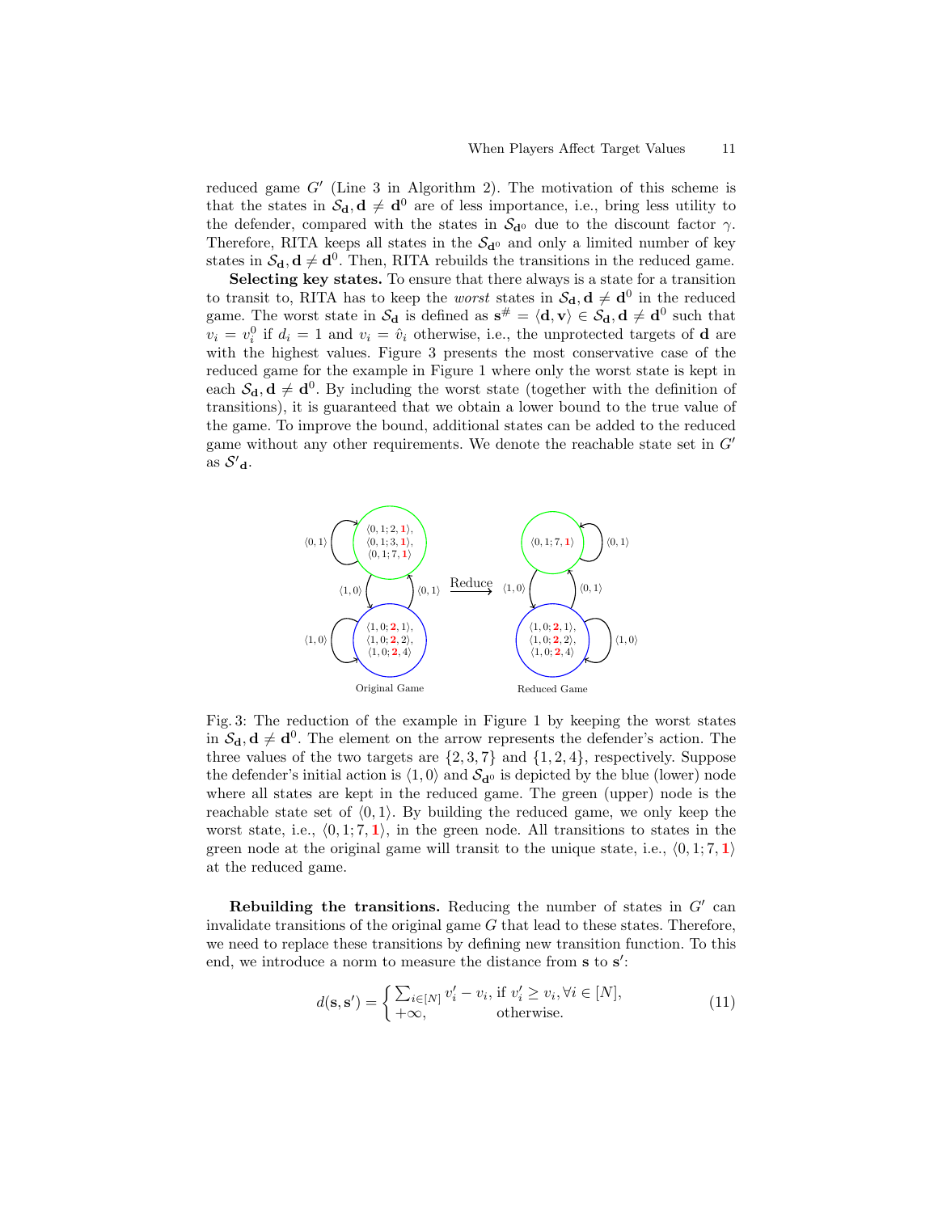reduced game $G'$ (Line 3 in Algorithm 2). The motivation of this scheme is that the states in $\mathcal{S}_\mathbf{d}, \mathbf{d} \neq \mathbf{d}^0$ are of less importance, i.e., bring less utility to the defender, compared with the states in $\mathcal{S}_{\mathbf{d}^0}$ due to the discount factor $\gamma$. Therefore, RITA keeps all states in the $\mathcal{S}_{\mathbf{d}^0}$ and only a limited number of key states in $\mathcal{S}_\mathbf{d}, \mathbf{d} \neq \mathbf{d}^0$. Then, RITA rebuilds the transitions in the reduced game.

**Selecting key states.** To ensure that there always is a state for a transition to transit to, RITA has to keep the *worst* states in $\mathcal{S}_\mathbf{d}, \mathbf{d} \neq \mathbf{d}^0$ in the reduced game. The worst state in $\mathcal{S}_\mathbf{d}$ is defined as $\mathbf{s}^\# = \langle \mathbf{d}, \mathbf{v} \rangle \in \mathcal{S}_\mathbf{d}, \mathbf{d} \neq \mathbf{d}^0$ such that $v_i = v_i^0$ if $d_i = 1$ and $v_i = \hat{v}_i$ otherwise, i.e., the unprotected targets of $\mathbf{d}$ are with the highest values. Figure 3 presents the most conservative case of the reduced game for the example in Figure 1 where only the worst state is kept in each $\mathcal{S}_\mathbf{d}, \mathbf{d} \neq \mathbf{d}^0$. By including the worst state (together with the definition of transitions), it is guaranteed that we obtain a lower bound to the true value of the game. To improve the bound, additional states can be added to the reduced game without any other requirements. We denote the reachable state set in $G'$ as $\mathcal{S'}_\mathbf{d}$.

Fig. 3: The reduction of the example in Figure 1 by keeping the worst states in $\mathcal{S}_\mathbf{d}, \mathbf{d} \neq \mathbf{d}^0$. The element on the arrow represents the defender's action. The three values of the two targets are $\{2, 3, 7\}$ and $\{1, 2, 4\}$, respectively. Suppose the defender's initial action is $\langle 1, 0 \rangle$ and $\mathcal{S}_{\mathbf{d}^0}$ is depicted by the blue (lower) node where all states are kept in the reduced game. The green (upper) node is the reachable state set of $\langle 0, 1 \rangle$. By building the reduced game, we only keep the worst state, i.e., $\langle 0, 1; 7, \mathbf{1} \rangle$, in the green node. All transitions to states in the green node at the original game will transit to the unique state, i.e., $\langle 0, 1; 7, \mathbf{1} \rangle$ at the reduced game.

**Rebuilding the transitions.** Reducing the number of states in $G'$ can invalidate transitions of the original game $G$ that lead to these states. Therefore, we need to replace these transitions by defining new transition function. To this end, we introduce a norm to measure the distance from $\mathbf{s}$ to $\mathbf{s}'$:

$$d(\mathbf{s}, \mathbf{s}') = \begin{cases} \sum_{i \in [N]} v_i' - v_i, \text{ if } v_i' \geq v_i, \forall i \in [N], \\ +\infty, \qquad\qquad\quad \text{otherwise.} \end{cases} \tag{11}$$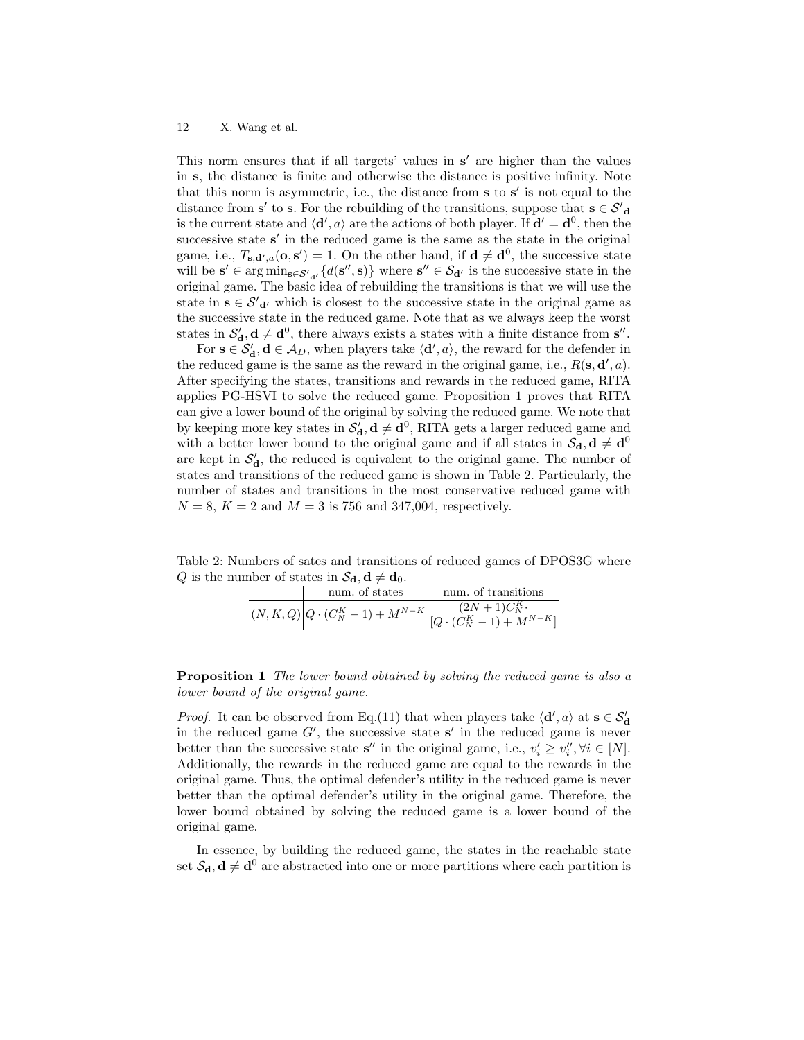This norm ensures that if all targets' values in $\mathbf{s}'$ are higher than the values in $\mathbf{s}$, the distance is finite and otherwise the distance is positive infinity. Note that this norm is asymmetric, i.e., the distance from $\mathbf{s}$ to $\mathbf{s}'$ is not equal to the distance from $\mathbf{s}'$ to $\mathbf{s}$. For the rebuilding of the transitions, suppose that $\mathbf{s} \in \mathcal{S}'_{\mathbf{d}}$ is the current state and $\langle \mathbf{d}', a \rangle$ are the actions of both player. If $\mathbf{d}' = \mathbf{d}^0$, then the successive state $\mathbf{s}'$ in the reduced game is the same as the state in the original game, i.e., $T_{\mathbf{s},\mathbf{d}',a}(\mathbf{o}, \mathbf{s}') = 1$. On the other hand, if $\mathbf{d} \neq \mathbf{d}^0$, the successive state will be $\mathbf{s}' \in \arg\min_{\mathbf{s} \in \mathcal{S}'_{\mathbf{d}'}} \{d(\mathbf{s}'', \mathbf{s})\}$ where $\mathbf{s}'' \in \mathcal{S}_{\mathbf{d}'}$ is the successive state in the original game. The basic idea of rebuilding the transitions is that we will use the state in $\mathbf{s} \in \mathcal{S}'_{\mathbf{d}'}$ which is closest to the successive state in the original game as the successive state in the reduced game. Note that as we always keep the worst states in $\mathcal{S}'_{\mathbf{d}}, \mathbf{d} \neq \mathbf{d}^0$, there always exists a states with a finite distance from $\mathbf{s}''$.

For $\mathbf{s} \in \mathcal{S}'_{\mathbf{d}}, \mathbf{d} \in \mathcal{A}_D$, when players take $\langle \mathbf{d}', a \rangle$, the reward for the defender in the reduced game is the same as the reward in the original game, i.e., $R(\mathbf{s}, \mathbf{d}', a)$. After specifying the states, transitions and rewards in the reduced game, RITA applies PG-HSVI to solve the reduced game. Proposition 1 proves that RITA can give a lower bound of the original by solving the reduced game. We note that by keeping more key states in $\mathcal{S}'_{\mathbf{d}}, \mathbf{d} \neq \mathbf{d}^0$, RITA gets a larger reduced game and with a better lower bound to the original game and if all states in $\mathcal{S}_{\mathbf{d}}, \mathbf{d} \neq \mathbf{d}^0$ are kept in $\mathcal{S}'_{\mathbf{d}}$, the reduced is equivalent to the original game. The number of states and transitions of the reduced game is shown in Table 2. Particularly, the number of states and transitions in the most conservative reduced game with $N = 8$, $K = 2$ and $M = 3$ is 756 and 347,004, respectively.

Table 2: Numbers of sates and transitions of reduced games of DPOS3G where $Q$ is the number of states in $\mathcal{S}_{\mathbf{d}}, \mathbf{d} \neq \mathbf{d}_0$.

| | num. of states | num. of transitions |
|---|---|---|
| $(N, K, Q)$ | $Q \cdot (C_N^K - 1) + M^{N-K}$ | $(2N+1)C_N^K \cdot [Q \cdot (C_N^K - 1) + M^{N-K}]$ |

**Proposition 1** *The lower bound obtained by solving the reduced game is also a lower bound of the original game.*

*Proof.* It can be observed from Eq.(11) that when players take $\langle \mathbf{d}', a \rangle$ at $\mathbf{s} \in \mathcal{S}'_{\mathbf{d}}$ in the reduced game $G'$, the successive state $\mathbf{s}'$ in the reduced game is never better than the successive state $\mathbf{s}''$ in the original game, i.e., $v'_i \geq v''_i, \forall i \in [N]$. Additionally, the rewards in the reduced game are equal to the rewards in the original game. Thus, the optimal defender's utility in the reduced game is never better than the optimal defender's utility in the original game. Therefore, the lower bound obtained by solving the reduced game is a lower bound of the original game.

In essence, by building the reduced game, the states in the reachable state set $\mathcal{S}_{\mathbf{d}}, \mathbf{d} \neq \mathbf{d}^0$ are abstracted into one or more partitions where each partition is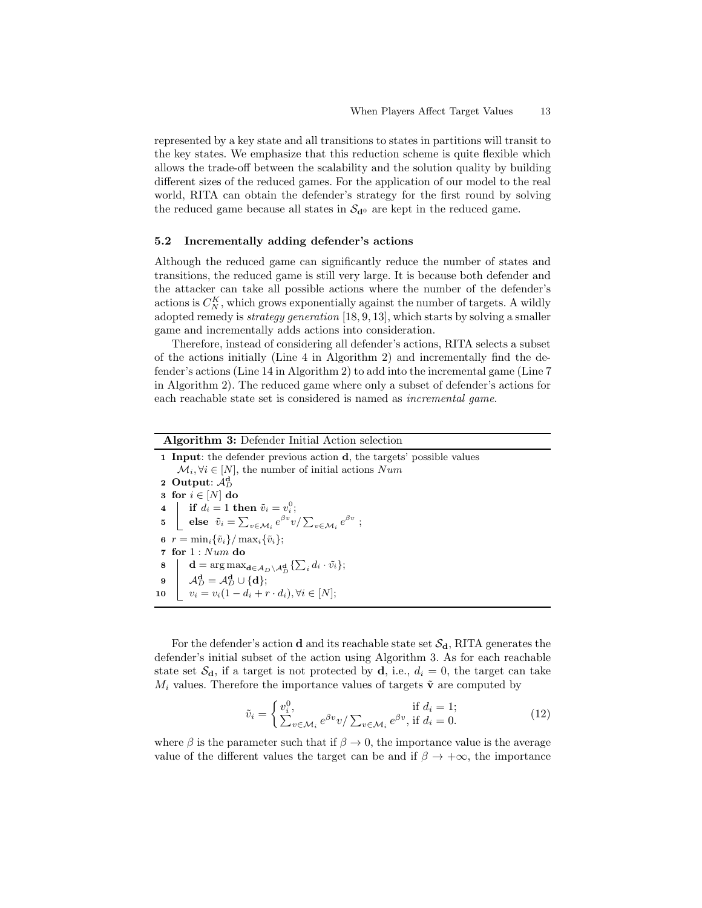represented by a key state and all transitions to states in partitions will transit to the key states. We emphasize that this reduction scheme is quite flexible which allows the trade-off between the scalability and the solution quality by building different sizes of the reduced games. For the application of our model to the real world, RITA can obtain the defender's strategy for the first round by solving the reduced game because all states in $\mathcal{S}_{\mathbf{d}^0}$ are kept in the reduced game.

### 5.2 Incrementally adding defender's actions

Although the reduced game can significantly reduce the number of states and transitions, the reduced game is still very large. It is because both defender and the attacker can take all possible actions where the number of the defender's actions is $C_N^K$, which grows exponentially against the number of targets. A wildly adopted remedy is *strategy generation* [18, 9, 13], which starts by solving a smaller game and incrementally adds actions into consideration.

Therefore, instead of considering all defender's actions, RITA selects a subset of the actions initially (Line 4 in Algorithm 2) and incrementally find the defender's actions (Line 14 in Algorithm 2) to add into the incremental game (Line 7 in Algorithm 2). The reduced game where only a subset of defender's actions for each reachable state set is considered is named as *incremental game*.

**Algorithm 3:** Defender Initial Action selection

```
1  Input: the defender previous action d, the targets' possible values
      M_i, ∀i ∈ [N], the number of initial actions Num
2  Output: A_D^d
3  for i ∈ [N] do
4      if d_i = 1 then ṽ_i = v_i^0;
5      else ṽ_i = Σ_{v∈M_i} e^{βv} v / Σ_{v∈M_i} e^{βv} ;
6  r = min_i{ṽ_i} / max_i{ṽ_i};
7  for 1 : Num do
8      d = argmax_{d∈A_D \ A_D^d} {Σ_i d_i · ṽ_i};
9      A_D^d = A_D^d ∪ {d};
10     v_i = v_i(1 − d_i + r · d_i), ∀i ∈ [N];
```

For the defender's action $\mathbf{d}$ and its reachable state set $\mathcal{S}_{\mathbf{d}}$, RITA generates the defender's initial subset of the action using Algorithm 3. As for each reachable state set $\mathcal{S}_{\mathbf{d}}$, if a target is not protected by $\mathbf{d}$, i.e., $d_i = 0$, the target can take $M_i$ values. Therefore the importance values of targets $\tilde{\mathbf{v}}$ are computed by

$$\tilde{v}_i = \begin{cases} v_i^0, & \text{if } d_i = 1; \\ \sum_{v \in \mathcal{M}_i} e^{\beta v} v / \sum_{v \in \mathcal{M}_i} e^{\beta v}, & \text{if } d_i = 0. \end{cases} \tag{12}$$

where $\beta$ is the parameter such that if $\beta \to 0$, the importance value is the average value of the different values the target can be and if $\beta \to +\infty$, the importance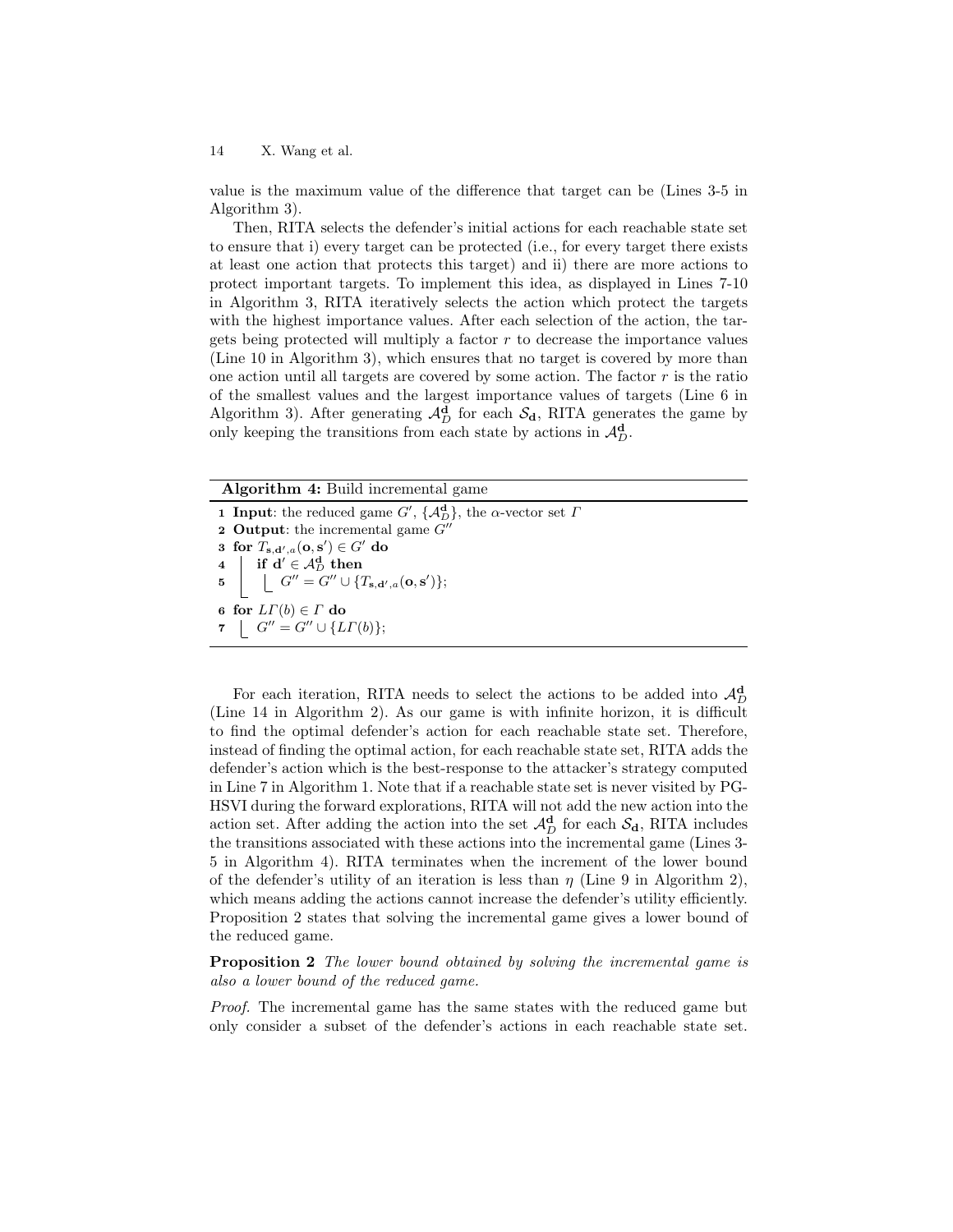value is the maximum value of the difference that target can be (Lines 3-5 in Algorithm 3).

Then, RITA selects the defender's initial actions for each reachable state set to ensure that i) every target can be protected (i.e., for every target there exists at least one action that protects this target) and ii) there are more actions to protect important targets. To implement this idea, as displayed in Lines 7-10 in Algorithm 3, RITA iteratively selects the action which protect the targets with the highest importance values. After each selection of the action, the targets being protected will multiply a factor $r$ to decrease the importance values (Line 10 in Algorithm 3), which ensures that no target is covered by more than one action until all targets are covered by some action. The factor $r$ is the ratio of the smallest values and the largest importance values of targets (Line 6 in Algorithm 3). After generating $\mathcal{A}_D^{\mathbf{d}}$ for each $\mathcal{S}_{\mathbf{d}}$, RITA generates the game by only keeping the transitions from each state by actions in $\mathcal{A}_D^{\mathbf{d}}$.

**Algorithm 4:** Build incremental game

```
1 Input: the reduced game G', {A_D^d}, the α-vector set Γ
2 Output: the incremental game G''
3 for T_{s,d',a}(o, s') ∈ G' do
4     if d' ∈ A_D^d then
5         G'' = G'' ∪ {T_{s,d',a}(o, s')};
6 for LΓ(b) ∈ Γ do
7     G'' = G'' ∪ {LΓ(b)};
```

For each iteration, RITA needs to select the actions to be added into $\mathcal{A}_D^{\mathbf{d}}$ (Line 14 in Algorithm 2). As our game is with infinite horizon, it is difficult to find the optimal defender's action for each reachable state set. Therefore, instead of finding the optimal action, for each reachable state set, RITA adds the defender's action which is the best-response to the attacker's strategy computed in Line 7 in Algorithm 1. Note that if a reachable state set is never visited by PG-HSVI during the forward explorations, RITA will not add the new action into the action set. After adding the action into the set $\mathcal{A}_D^{\mathbf{d}}$ for each $\mathcal{S}_{\mathbf{d}}$, RITA includes the transitions associated with these actions into the incremental game (Lines 3-5 in Algorithm 4). RITA terminates when the increment of the lower bound of the defender's utility of an iteration is less than $\eta$ (Line 9 in Algorithm 2), which means adding the actions cannot increase the defender's utility efficiently. Proposition 2 states that solving the incremental game gives a lower bound of the reduced game.

**Proposition 2** *The lower bound obtained by solving the incremental game is also a lower bound of the reduced game.*

*Proof.* The incremental game has the same states with the reduced game but only consider a subset of the defender's actions in each reachable state set.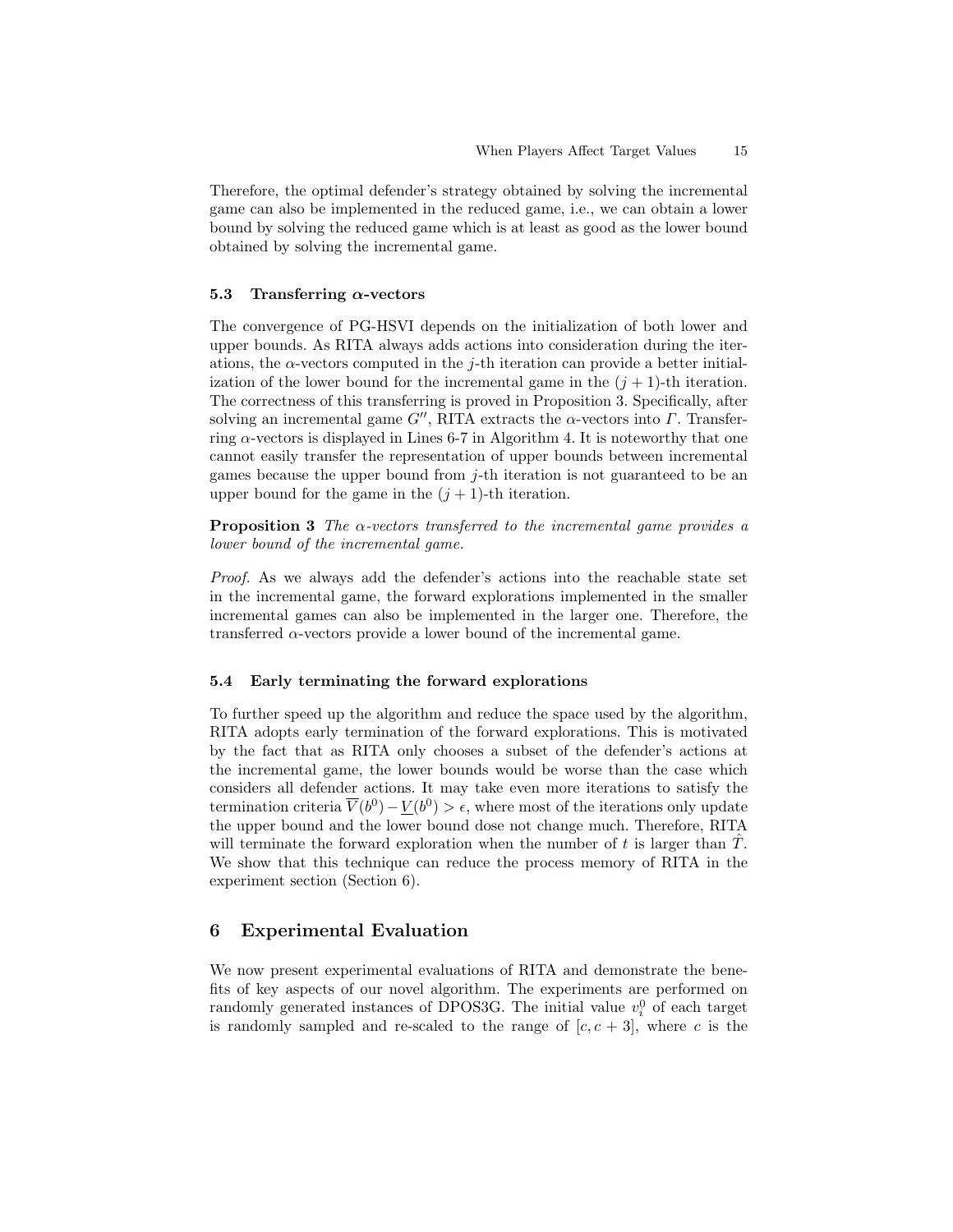Therefore, the optimal defender's strategy obtained by solving the incremental game can also be implemented in the reduced game, i.e., we can obtain a lower bound by solving the reduced game which is at least as good as the lower bound obtained by solving the incremental game.

### 5.3 Transferring $\alpha$-vectors

The convergence of PG-HSVI depends on the initialization of both lower and upper bounds. As RITA always adds actions into consideration during the iterations, the $\alpha$-vectors computed in the $j$-th iteration can provide a better initialization of the lower bound for the incremental game in the $(j+1)$-th iteration. The correctness of this transferring is proved in Proposition 3. Specifically, after solving an incremental game $G''$, RITA extracts the $\alpha$-vectors into $\Gamma$. Transferring $\alpha$-vectors is displayed in Lines 6-7 in Algorithm 4. It is noteworthy that one cannot easily transfer the representation of upper bounds between incremental games because the upper bound from $j$-th iteration is not guaranteed to be an upper bound for the game in the $(j+1)$-th iteration.

**Proposition 3** *The $\alpha$-vectors transferred to the incremental game provides a lower bound of the incremental game.*

*Proof.* As we always add the defender's actions into the reachable state set in the incremental game, the forward explorations implemented in the smaller incremental games can also be implemented in the larger one. Therefore, the transferred $\alpha$-vectors provide a lower bound of the incremental game.

### 5.4 Early terminating the forward explorations

To further speed up the algorithm and reduce the space used by the algorithm, RITA adopts early termination of the forward explorations. This is motivated by the fact that as RITA only chooses a subset of the defender's actions at the incremental game, the lower bounds would be worse than the case which considers all defender actions. It may take even more iterations to satisfy the termination criteria $\overline{V}(b^0) - \underline{V}(b^0) > \epsilon$, where most of the iterations only update the upper bound and the lower bound dose not change much. Therefore, RITA will terminate the forward exploration when the number of $t$ is larger than $\hat{T}$. We show that this technique can reduce the process memory of RITA in the experiment section (Section 6).

## 6 Experimental Evaluation

We now present experimental evaluations of RITA and demonstrate the benefits of key aspects of our novel algorithm. The experiments are performed on randomly generated instances of DPOS3G. The initial value $v_i^0$ of each target is randomly sampled and re-scaled to the range of $[c, c+3]$, where $c$ is the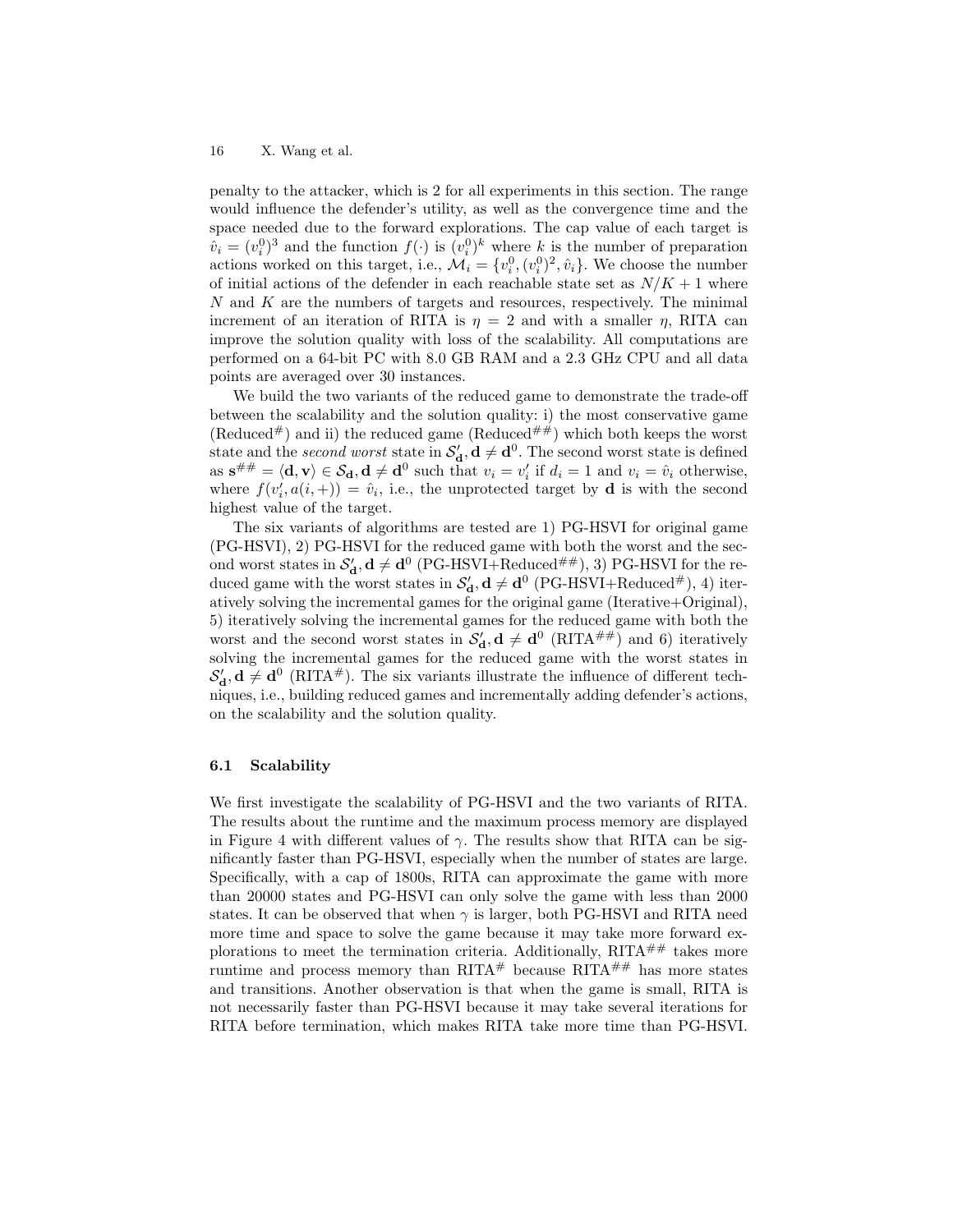penalty to the attacker, which is 2 for all experiments in this section. The range would influence the defender's utility, as well as the convergence time and the space needed due to the forward explorations. The cap value of each target is $\hat{v}_i = (v_i^0)^3$ and the function $f(\cdot)$ is $(v_i^0)^k$ where $k$ is the number of preparation actions worked on this target, i.e., $\mathcal{M}_i = \{v_i^0, (v_i^0)^2, \hat{v}_i\}$. We choose the number of initial actions of the defender in each reachable state set as $N/K + 1$ where $N$ and $K$ are the numbers of targets and resources, respectively. The minimal increment of an iteration of RITA is $\eta = 2$ and with a smaller $\eta$, RITA can improve the solution quality with loss of the scalability. All computations are performed on a 64-bit PC with 8.0 GB RAM and a 2.3 GHz CPU and all data points are averaged over 30 instances.

We build the two variants of the reduced game to demonstrate the trade-off between the scalability and the solution quality: i) the most conservative game (Reduced$^{\#}$) and ii) the reduced game (Reduced$^{\#\#}$) which both keeps the worst state and the *second worst* state in $\mathcal{S}'_{\mathbf{d}}, \mathbf{d} \neq \mathbf{d}^0$. The second worst state is defined as $\mathbf{s}^{\#\#} = \langle \mathbf{d}, \mathbf{v} \rangle \in \mathcal{S}_{\mathbf{d}}, \mathbf{d} \neq \mathbf{d}^0$ such that $v_i = v'_i$ if $d_i = 1$ and $v_i = \hat{v}_i$ otherwise, where $f(v'_i, a(i,+)) = \hat{v}_i$, i.e., the unprotected target by $\mathbf{d}$ is with the second highest value of the target.

The six variants of algorithms are tested are 1) PG-HSVI for original game (PG-HSVI), 2) PG-HSVI for the reduced game with both the worst and the second worst states in $\mathcal{S}'_{\mathbf{d}}, \mathbf{d} \neq \mathbf{d}^0$ (PG-HSVI+Reduced$^{\#\#}$), 3) PG-HSVI for the reduced game with the worst states in $\mathcal{S}'_{\mathbf{d}}, \mathbf{d} \neq \mathbf{d}^0$ (PG-HSVI+Reduced$^{\#}$), 4) iteratively solving the incremental games for the original game (Iterative+Original), 5) iteratively solving the incremental games for the reduced game with both the worst and the second worst states in $\mathcal{S}'_{\mathbf{d}}, \mathbf{d} \neq \mathbf{d}^0$ (RITA$^{\#\#}$) and 6) iteratively solving the incremental games for the reduced game with the worst states in $\mathcal{S}'_{\mathbf{d}}, \mathbf{d} \neq \mathbf{d}^0$ (RITA$^{\#}$). The six variants illustrate the influence of different techniques, i.e., building reduced games and incrementally adding defender's actions, on the scalability and the solution quality.

### 6.1 Scalability

We first investigate the scalability of PG-HSVI and the two variants of RITA. The results about the runtime and the maximum process memory are displayed in Figure 4 with different values of $\gamma$. The results show that RITA can be significantly faster than PG-HSVI, especially when the number of states are large. Specifically, with a cap of 1800s, RITA can approximate the game with more than 20000 states and PG-HSVI can only solve the game with less than 2000 states. It can be observed that when $\gamma$ is larger, both PG-HSVI and RITA need more time and space to solve the game because it may take more forward explorations to meet the termination criteria. Additionally, RITA$^{\#\#}$ takes more runtime and process memory than RITA$^{\#}$ because RITA$^{\#\#}$ has more states and transitions. Another observation is that when the game is small, RITA is not necessarily faster than PG-HSVI because it may take several iterations for RITA before termination, which makes RITA take more time than PG-HSVI.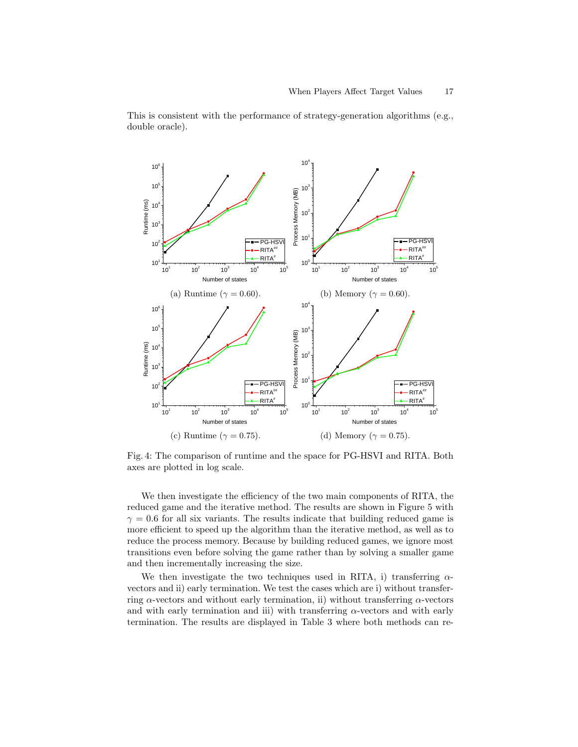This is consistent with the performance of strategy-generation algorithms (e.g., double oracle).

(a) Runtime ($\gamma = 0.60$).

(b) Memory ($\gamma = 0.60$).

(c) Runtime ($\gamma = 0.75$).

(d) Memory ($\gamma = 0.75$).

Fig. 4: The comparison of runtime and the space for PG-HSVI and RITA. Both axes are plotted in log scale.

We then investigate the efficiency of the two main components of RITA, the reduced game and the iterative method. The results are shown in Figure 5 with $\gamma = 0.6$ for all six variants. The results indicate that building reduced game is more efficient to speed up the algorithm than the iterative method, as well as to reduce the process memory. Because by building reduced games, we ignore most transitions even before solving the game rather than by solving a smaller game and then incrementally increasing the size.

We then investigate the two techniques used in RITA, i) transferring $\alpha$-vectors and ii) early termination. We test the cases which are i) without transferring $\alpha$-vectors and without early termination, ii) without transferring $\alpha$-vectors and with early termination and iii) with transferring $\alpha$-vectors and with early termination. The results are displayed in Table 3 where both methods can re-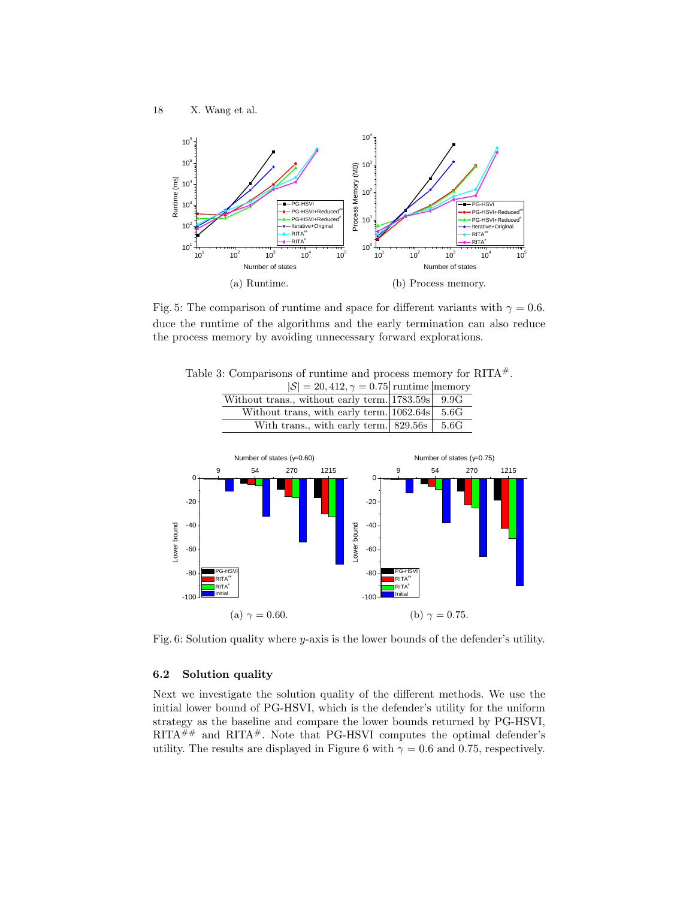(a) Runtime.

(b) Process memory.

Fig. 5: The comparison of runtime and space for different variants with $\gamma = 0.6$.

duce the runtime of the algorithms and the early termination can also reduce the process memory by avoiding unnecessary forward explorations.

Table 3: Comparisons of runtime and process memory for RITA$^{\#}$.

| $\lvert\mathcal{S}\rvert = 20,412, \gamma = 0.75$ | runtime | memory |
|---|---|---|
| Without trans., without early term. | 1783.59s | 9.9G |
| Without trans, with early term. | 1062.64s | 5.6G |
| With trans., with early term. | 829.56s | 5.6G |

(a) $\gamma = 0.60$.

(b) $\gamma = 0.75$.

Fig. 6: Solution quality where $y$-axis is the lower bounds of the defender's utility.

### 6.2 Solution quality

Next we investigate the solution quality of the different methods. We use the initial lower bound of PG-HSVI, which is the defender's utility for the uniform strategy as the baseline and compare the lower bounds returned by PG-HSVI, RITA$^{\#\#}$ and RITA$^{\#}$. Note that PG-HSVI computes the optimal defender's utility. The results are displayed in Figure 6 with $\gamma = 0.6$ and 0.75, respectively.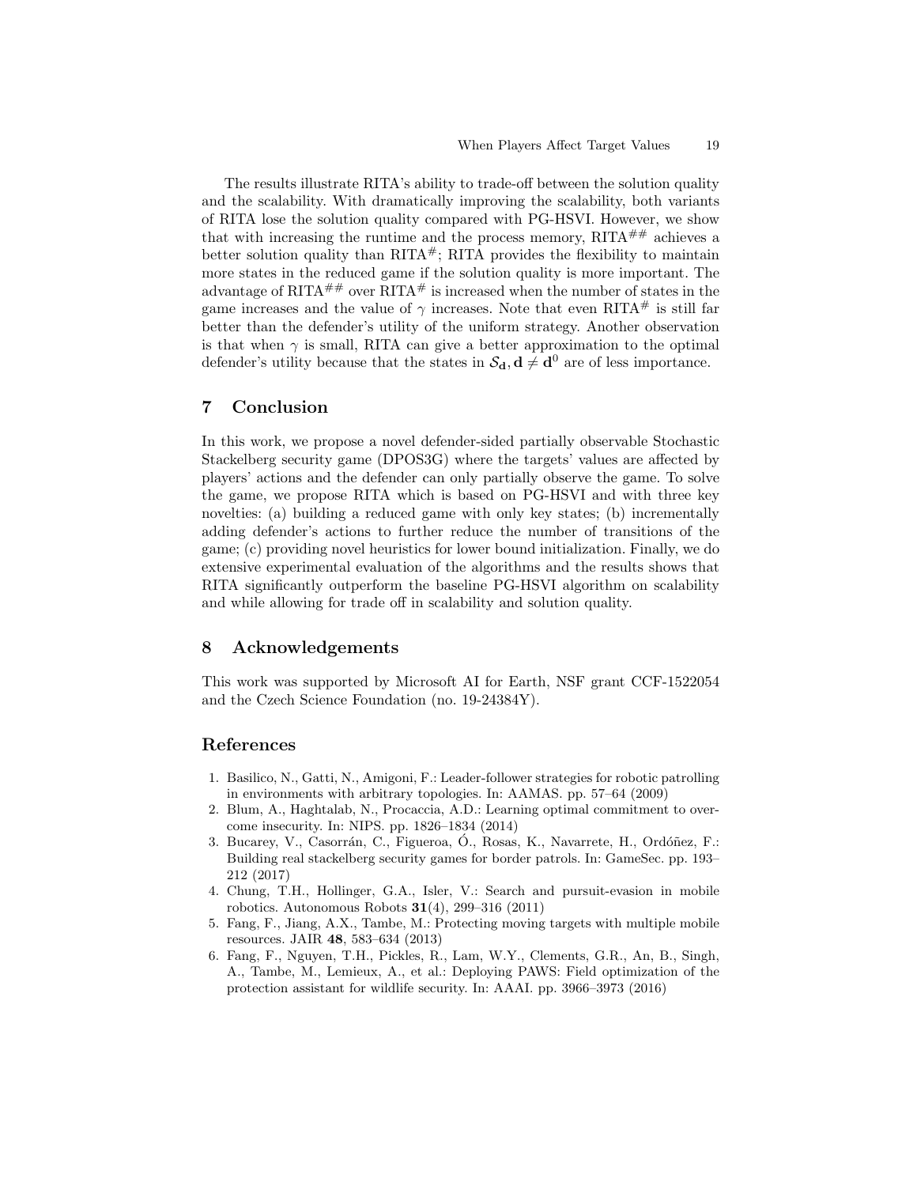The results illustrate RITA's ability to trade-off between the solution quality and the scalability. With dramatically improving the scalability, both variants of RITA lose the solution quality compared with PG-HSVI. However, we show that with increasing the runtime and the process memory, RITA$^{\#\#}$ achieves a better solution quality than RITA$^{\#}$; RITA provides the flexibility to maintain more states in the reduced game if the solution quality is more important. The advantage of RITA$^{\#\#}$ over RITA$^{\#}$ is increased when the number of states in the game increases and the value of $\gamma$ increases. Note that even RITA$^{\#}$ is still far better than the defender's utility of the uniform strategy. Another observation is that when $\gamma$ is small, RITA can give a better approximation to the optimal defender's utility because that the states in $\mathcal{S}_{\mathbf{d}}, \mathbf{d} \neq \mathbf{d}^0$ are of less importance.

## 7 Conclusion

In this work, we propose a novel defender-sided partially observable Stochastic Stackelberg security game (DPOS3G) where the targets' values are affected by players' actions and the defender can only partially observe the game. To solve the game, we propose RITA which is based on PG-HSVI and with three key novelties: (a) building a reduced game with only key states; (b) incrementally adding defender's actions to further reduce the number of transitions of the game; (c) providing novel heuristics for lower bound initialization. Finally, we do extensive experimental evaluation of the algorithms and the results shows that RITA significantly outperform the baseline PG-HSVI algorithm on scalability and while allowing for trade off in scalability and solution quality.

## 8 Acknowledgements

This work was supported by Microsoft AI for Earth, NSF grant CCF-1522054 and the Czech Science Foundation (no. 19-24384Y).

## References

1. Basilico, N., Gatti, N., Amigoni, F.: Leader-follower strategies for robotic patrolling in environments with arbitrary topologies. In: AAMAS. pp. 57–64 (2009)
2. Blum, A., Haghtalab, N., Procaccia, A.D.: Learning optimal commitment to overcome insecurity. In: NIPS. pp. 1826–1834 (2014)
3. Bucarey, V., Casorrán, C., Figueroa, Ó., Rosas, K., Navarrete, H., Ordóñez, F.: Building real stackelberg security games for border patrols. In: GameSec. pp. 193–212 (2017)
4. Chung, T.H., Hollinger, G.A., Isler, V.: Search and pursuit-evasion in mobile robotics. Autonomous Robots **31**(4), 299–316 (2011)
5. Fang, F., Jiang, A.X., Tambe, M.: Protecting moving targets with multiple mobile resources. JAIR **48**, 583–634 (2013)
6. Fang, F., Nguyen, T.H., Pickles, R., Lam, W.Y., Clements, G.R., An, B., Singh, A., Tambe, M., Lemieux, A., et al.: Deploying PAWS: Field optimization of the protection assistant for wildlife security. In: AAAI. pp. 3966–3973 (2016)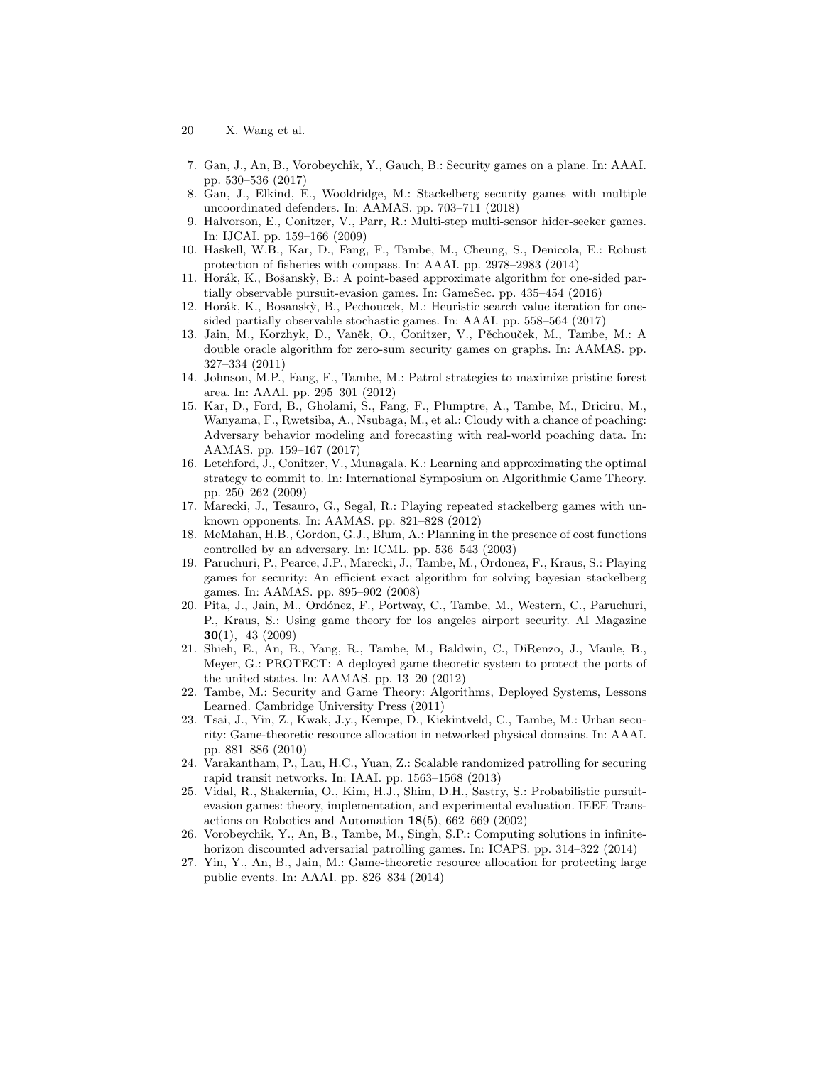7. Gan, J., An, B., Vorobeychik, Y., Gauch, B.: Security games on a plane. In: AAAI. pp. 530–536 (2017)
8. Gan, J., Elkind, E., Wooldridge, M.: Stackelberg security games with multiple uncoordinated defenders. In: AAMAS. pp. 703–711 (2018)
9. Halvorson, E., Conitzer, V., Parr, R.: Multi-step multi-sensor hider-seeker games. In: IJCAI. pp. 159–166 (2009)
10. Haskell, W.B., Kar, D., Fang, F., Tambe, M., Cheung, S., Denicola, E.: Robust protection of fisheries with compass. In: AAAI. pp. 2978–2983 (2014)
11. Horák, K., Bošanskỳ, B.: A point-based approximate algorithm for one-sided partially observable pursuit-evasion games. In: GameSec. pp. 435–454 (2016)
12. Horák, K., Bosanskỳ, B., Pechoucek, M.: Heuristic search value iteration for one-sided partially observable stochastic games. In: AAAI. pp. 558–564 (2017)
13. Jain, M., Korzhyk, D., Vaněk, O., Conitzer, V., Pěchouček, M., Tambe, M.: A double oracle algorithm for zero-sum security games on graphs. In: AAMAS. pp. 327–334 (2011)
14. Johnson, M.P., Fang, F., Tambe, M.: Patrol strategies to maximize pristine forest area. In: AAAI. pp. 295–301 (2012)
15. Kar, D., Ford, B., Gholami, S., Fang, F., Plumptre, A., Tambe, M., Driciru, M., Wanyama, F., Rwetsiba, A., Nsubaga, M., et al.: Cloudy with a chance of poaching: Adversary behavior modeling and forecasting with real-world poaching data. In: AAMAS. pp. 159–167 (2017)
16. Letchford, J., Conitzer, V., Munagala, K.: Learning and approximating the optimal strategy to commit to. In: International Symposium on Algorithmic Game Theory. pp. 250–262 (2009)
17. Marecki, J., Tesauro, G., Segal, R.: Playing repeated stackelberg games with unknown opponents. In: AAMAS. pp. 821–828 (2012)
18. McMahan, H.B., Gordon, G.J., Blum, A.: Planning in the presence of cost functions controlled by an adversary. In: ICML. pp. 536–543 (2003)
19. Paruchuri, P., Pearce, J.P., Marecki, J., Tambe, M., Ordonez, F., Kraus, S.: Playing games for security: An efficient exact algorithm for solving bayesian stackelberg games. In: AAMAS. pp. 895–902 (2008)
20. Pita, J., Jain, M., Ordónez, F., Portway, C., Tambe, M., Western, C., Paruchuri, P., Kraus, S.: Using game theory for los angeles airport security. AI Magazine **30**(1), 43 (2009)
21. Shieh, E., An, B., Yang, R., Tambe, M., Baldwin, C., DiRenzo, J., Maule, B., Meyer, G.: PROTECT: A deployed game theoretic system to protect the ports of the united states. In: AAMAS. pp. 13–20 (2012)
22. Tambe, M.: Security and Game Theory: Algorithms, Deployed Systems, Lessons Learned. Cambridge University Press (2011)
23. Tsai, J., Yin, Z., Kwak, J.y., Kempe, D., Kiekintveld, C., Tambe, M.: Urban security: Game-theoretic resource allocation in networked physical domains. In: AAAI. pp. 881–886 (2010)
24. Varakantham, P., Lau, H.C., Yuan, Z.: Scalable randomized patrolling for securing rapid transit networks. In: IAAI. pp. 1563–1568 (2013)
25. Vidal, R., Shakernia, O., Kim, H.J., Shim, D.H., Sastry, S.: Probabilistic pursuit-evasion games: theory, implementation, and experimental evaluation. IEEE Transactions on Robotics and Automation **18**(5), 662–669 (2002)
26. Vorobeychik, Y., An, B., Tambe, M., Singh, S.P.: Computing solutions in infinite-horizon discounted adversarial patrolling games. In: ICAPS. pp. 314–322 (2014)
27. Yin, Y., An, B., Jain, M.: Game-theoretic resource allocation for protecting large public events. In: AAAI. pp. 826–834 (2014)